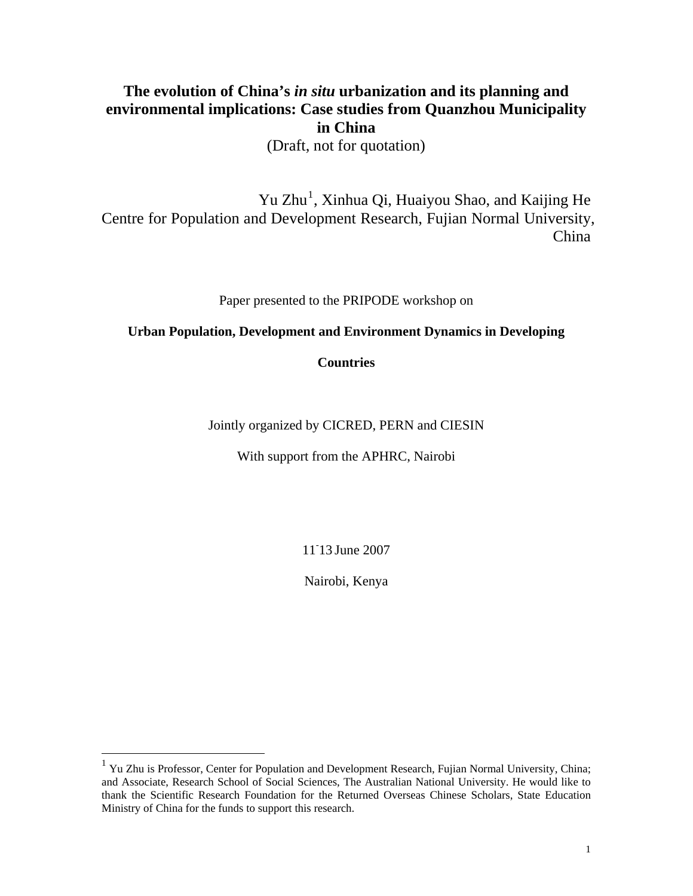# The evolution of China's *in situ* urbanization and its planning and environmental implications: Case studies from Quanzhou Municipality in China

(Draft, not for quotation)

Yu Zhu[1], Xinhua Qi, Huaiyou Shao, and Kaijing He
Centre for Population and Development Research, Fujian Normal University, China

Paper presented to the PRIPODE workshop on

**Urban Population, Development and Environment Dynamics in Developing Countries**

Jointly organized by CICRED, PERN and CIESIN

With support from the APHRC, Nairobi

11-13 June 2007

Nairobi, Kenya

---

[1] Yu Zhu is Professor, Center for Population and Development Research, Fujian Normal University, China; and Associate, Research School of Social Sciences, The Australian National University. He would like to thank the Scientific Research Foundation for the Returned Overseas Chinese Scholars, State Education Ministry of China for the funds to support this research.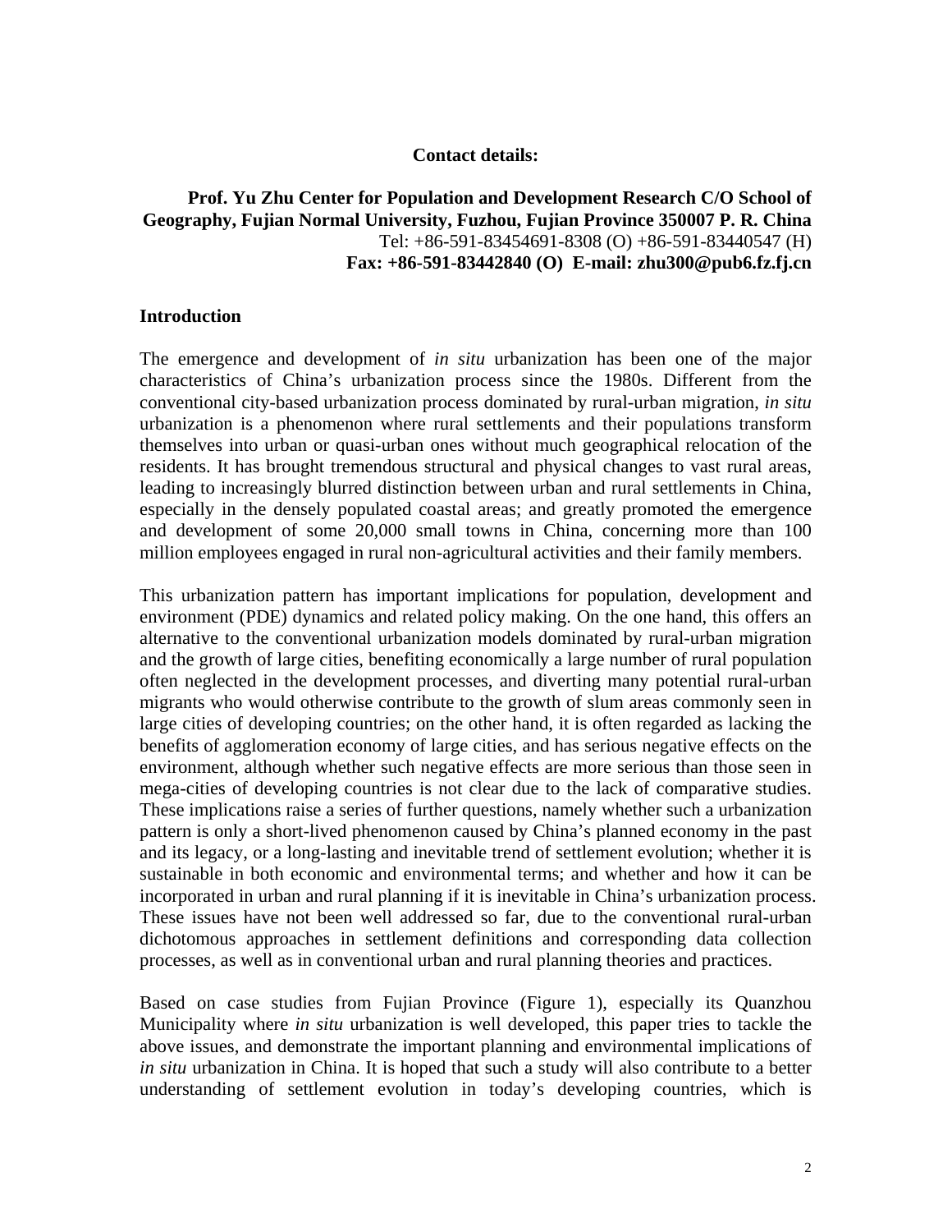**Contact details:**

**Prof. Yu Zhu Center for Population and Development Research C/O School of Geography, Fujian Normal University, Fuzhou, Fujian Province 350007 P. R. China**
Tel: +86-591-83454691-8308 (O) +86-591-83440547 (H)
**Fax: +86-591-83442840 (O) E-mail: zhu300@pub6.fz.fj.cn**

## Introduction

The emergence and development of *in situ* urbanization has been one of the major characteristics of China's urbanization process since the 1980s. Different from the conventional city-based urbanization process dominated by rural-urban migration, *in situ* urbanization is a phenomenon where rural settlements and their populations transform themselves into urban or quasi-urban ones without much geographical relocation of the residents. It has brought tremendous structural and physical changes to vast rural areas, leading to increasingly blurred distinction between urban and rural settlements in China, especially in the densely populated coastal areas; and greatly promoted the emergence and development of some 20,000 small towns in China, concerning more than 100 million employees engaged in rural non-agricultural activities and their family members.

This urbanization pattern has important implications for population, development and environment (PDE) dynamics and related policy making. On the one hand, this offers an alternative to the conventional urbanization models dominated by rural-urban migration and the growth of large cities, benefiting economically a large number of rural population often neglected in the development processes, and diverting many potential rural-urban migrants who would otherwise contribute to the growth of slum areas commonly seen in large cities of developing countries; on the other hand, it is often regarded as lacking the benefits of agglomeration economy of large cities, and has serious negative effects on the environment, although whether such negative effects are more serious than those seen in mega-cities of developing countries is not clear due to the lack of comparative studies. These implications raise a series of further questions, namely whether such a urbanization pattern is only a short-lived phenomenon caused by China's planned economy in the past and its legacy, or a long-lasting and inevitable trend of settlement evolution; whether it is sustainable in both economic and environmental terms; and whether and how it can be incorporated in urban and rural planning if it is inevitable in China's urbanization process. These issues have not been well addressed so far, due to the conventional rural-urban dichotomous approaches in settlement definitions and corresponding data collection processes, as well as in conventional urban and rural planning theories and practices.

Based on case studies from Fujian Province (Figure 1), especially its Quanzhou Municipality where *in situ* urbanization is well developed, this paper tries to tackle the above issues, and demonstrate the important planning and environmental implications of *in situ* urbanization in China. It is hoped that such a study will also contribute to a better understanding of settlement evolution in today's developing countries, which is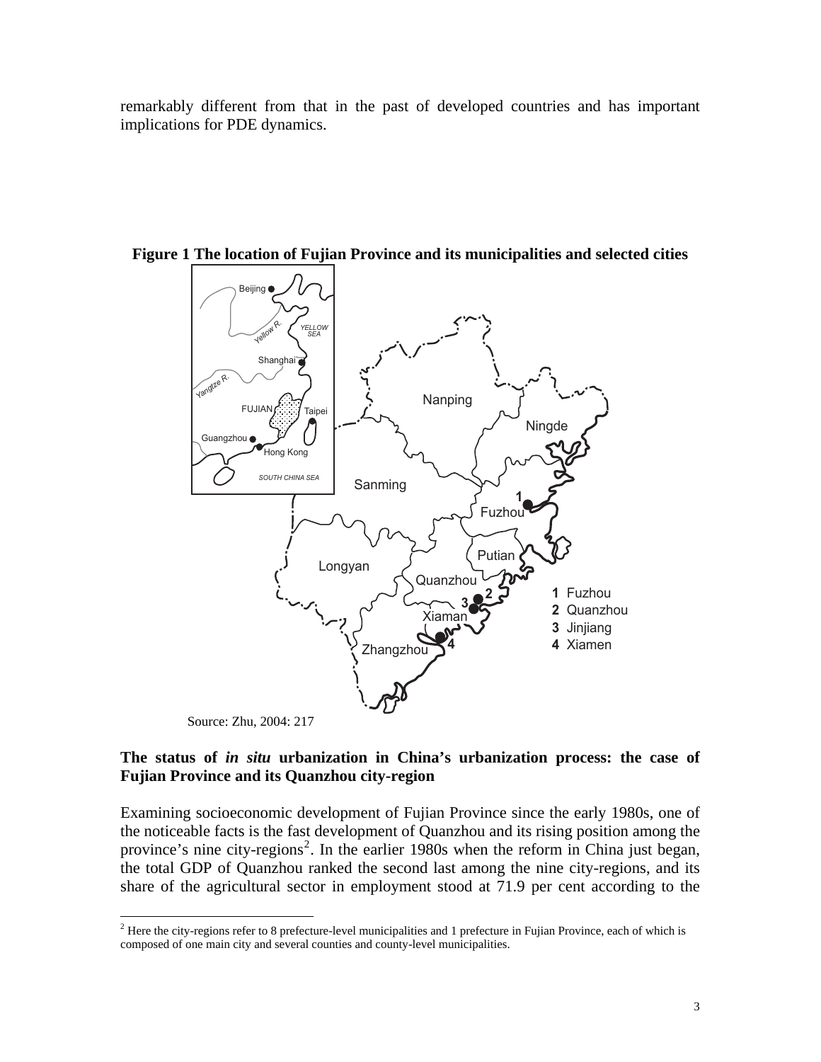remarkably different from that in the past of developed countries and has important implications for PDE dynamics.

**Figure 1 The location of Fujian Province and its municipalities and selected cities**

Source: Zhu, 2004: 217

## The status of *in situ* urbanization in China's urbanization process: the case of Fujian Province and its Quanzhou city-region

Examining socioeconomic development of Fujian Province since the early 1980s, one of the noticeable facts is the fast development of Quanzhou and its rising position among the province's nine city-regions[2]. In the earlier 1980s when the reform in China just began, the total GDP of Quanzhou ranked the second last among the nine city-regions, and its share of the agricultural sector in employment stood at 71.9 per cent according to the

[2] Here the city-regions refer to 8 prefecture-level municipalities and 1 prefecture in Fujian Province, each of which is composed of one main city and several counties and county-level municipalities.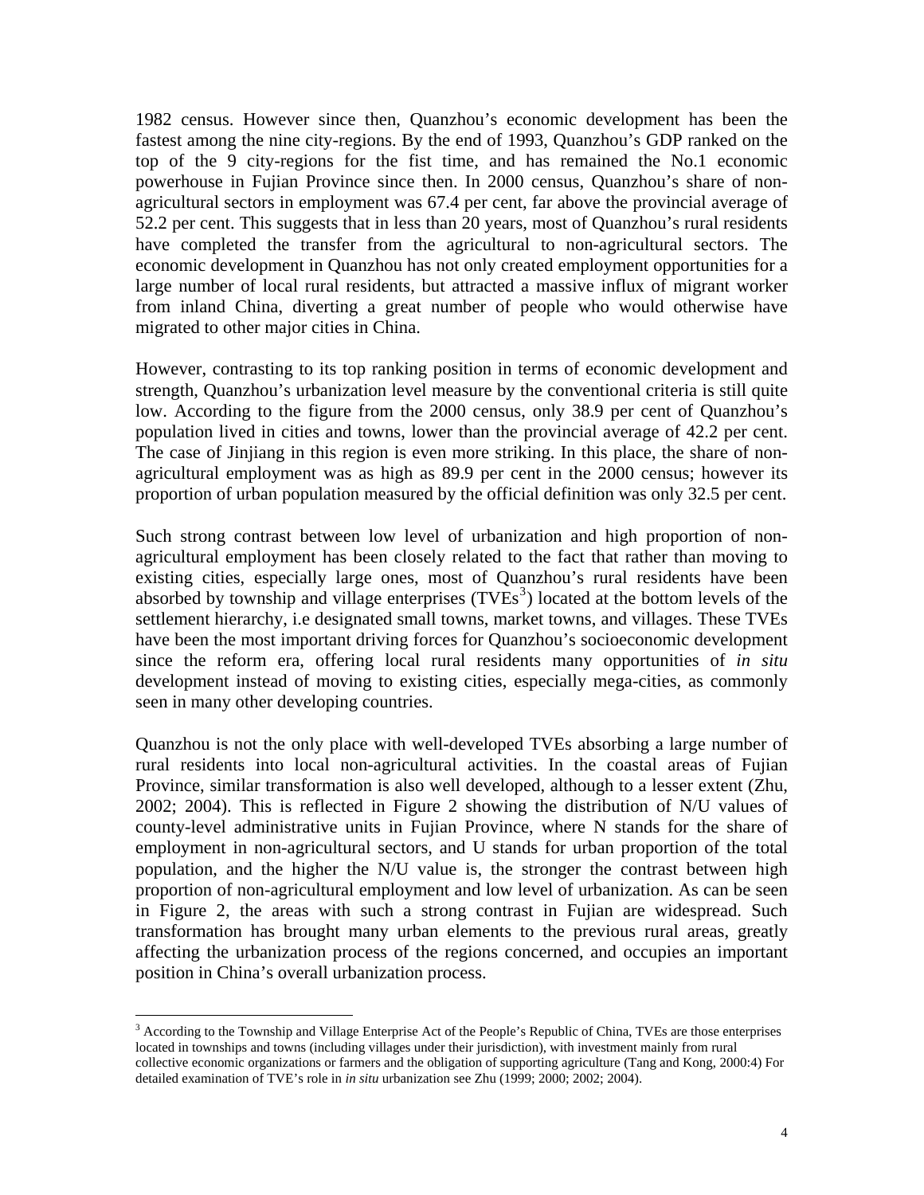1982 census. However since then, Quanzhou's economic development has been the fastest among the nine city-regions. By the end of 1993, Quanzhou's GDP ranked on the top of the 9 city-regions for the fist time, and has remained the No.1 economic powerhouse in Fujian Province since then. In 2000 census, Quanzhou's share of non-agricultural sectors in employment was 67.4 per cent, far above the provincial average of 52.2 per cent. This suggests that in less than 20 years, most of Quanzhou's rural residents have completed the transfer from the agricultural to non-agricultural sectors. The economic development in Quanzhou has not only created employment opportunities for a large number of local rural residents, but attracted a massive influx of migrant worker from inland China, diverting a great number of people who would otherwise have migrated to other major cities in China.

However, contrasting to its top ranking position in terms of economic development and strength, Quanzhou's urbanization level measure by the conventional criteria is still quite low. According to the figure from the 2000 census, only 38.9 per cent of Quanzhou's population lived in cities and towns, lower than the provincial average of 42.2 per cent. The case of Jinjiang in this region is even more striking. In this place, the share of non-agricultural employment was as high as 89.9 per cent in the 2000 census; however its proportion of urban population measured by the official definition was only 32.5 per cent.

Such strong contrast between low level of urbanization and high proportion of non-agricultural employment has been closely related to the fact that rather than moving to existing cities, especially large ones, most of Quanzhou's rural residents have been absorbed by township and village enterprises (TVEs[3]) located at the bottom levels of the settlement hierarchy, i.e designated small towns, market towns, and villages. These TVEs have been the most important driving forces for Quanzhou's socioeconomic development since the reform era, offering local rural residents many opportunities of *in situ* development instead of moving to existing cities, especially mega-cities, as commonly seen in many other developing countries.

Quanzhou is not the only place with well-developed TVEs absorbing a large number of rural residents into local non-agricultural activities. In the coastal areas of Fujian Province, similar transformation is also well developed, although to a lesser extent (Zhu, 2002; 2004). This is reflected in Figure 2 showing the distribution of N/U values of county-level administrative units in Fujian Province, where N stands for the share of employment in non-agricultural sectors, and U stands for urban proportion of the total population, and the higher the N/U value is, the stronger the contrast between high proportion of non-agricultural employment and low level of urbanization. As can be seen in Figure 2, the areas with such a strong contrast in Fujian are widespread. Such transformation has brought many urban elements to the previous rural areas, greatly affecting the urbanization process of the regions concerned, and occupies an important position in China's overall urbanization process.

---

[3] According to the Township and Village Enterprise Act of the People's Republic of China, TVEs are those enterprises located in townships and towns (including villages under their jurisdiction), with investment mainly from rural collective economic organizations or farmers and the obligation of supporting agriculture (Tang and Kong, 2000:4) For detailed examination of TVE's role in *in situ* urbanization see Zhu (1999; 2000; 2002; 2004).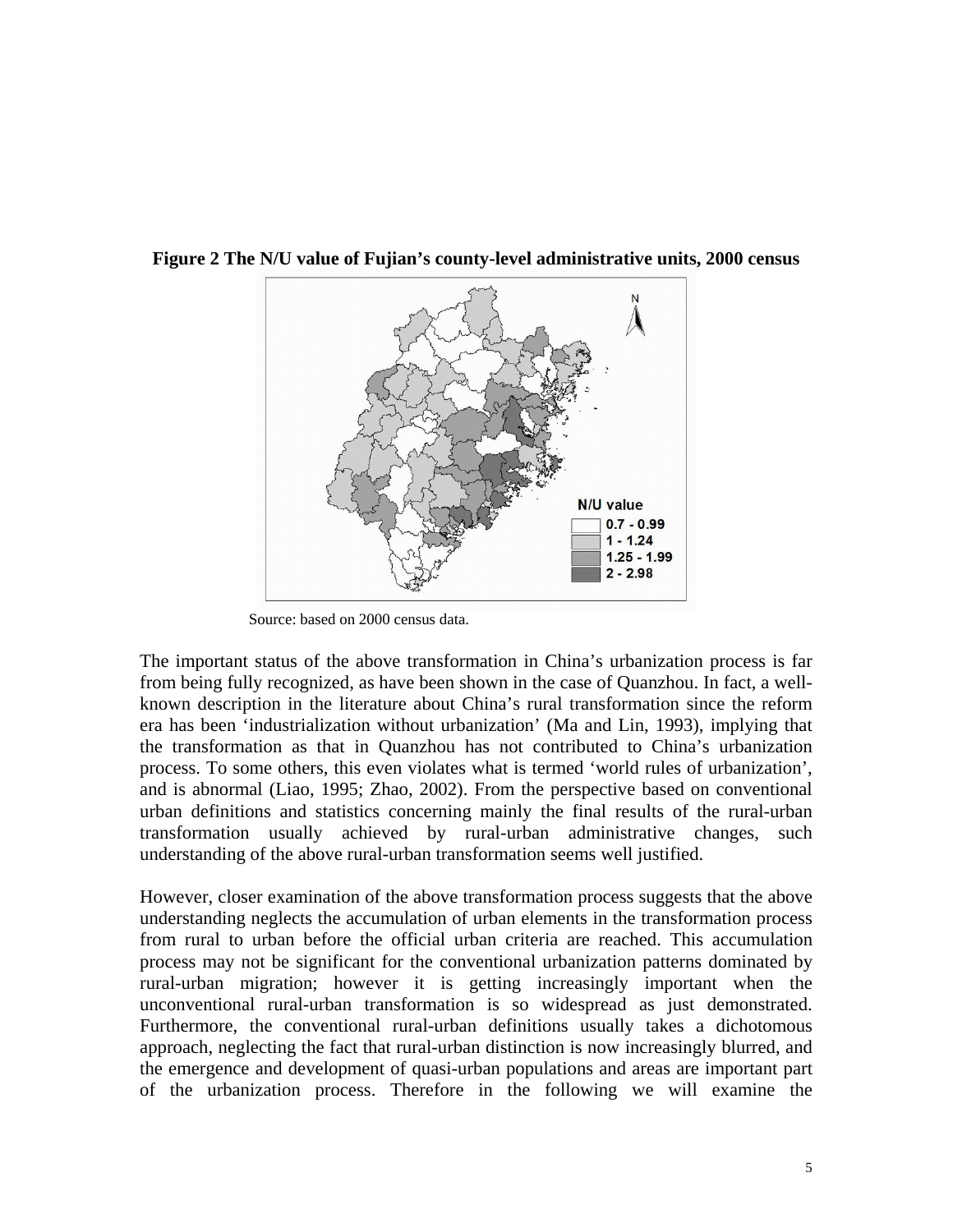**Figure 2 The N/U value of Fujian's county-level administrative units, 2000 census**

Source: based on 2000 census data.

The important status of the above transformation in China's urbanization process is far from being fully recognized, as have been shown in the case of Quanzhou. In fact, a well-known description in the literature about China's rural transformation since the reform era has been 'industrialization without urbanization' (Ma and Lin, 1993), implying that the transformation as that in Quanzhou has not contributed to China's urbanization process. To some others, this even violates what is termed 'world rules of urbanization', and is abnormal (Liao, 1995; Zhao, 2002). From the perspective based on conventional urban definitions and statistics concerning mainly the final results of the rural-urban transformation usually achieved by rural-urban administrative changes, such understanding of the above rural-urban transformation seems well justified.

However, closer examination of the above transformation process suggests that the above understanding neglects the accumulation of urban elements in the transformation process from rural to urban before the official urban criteria are reached. This accumulation process may not be significant for the conventional urbanization patterns dominated by rural-urban migration; however it is getting increasingly important when the unconventional rural-urban transformation is so widespread as just demonstrated. Furthermore, the conventional rural-urban definitions usually takes a dichotomous approach, neglecting the fact that rural-urban distinction is now increasingly blurred, and the emergence and development of quasi-urban populations and areas are important part of the urbanization process. Therefore in the following we will examine the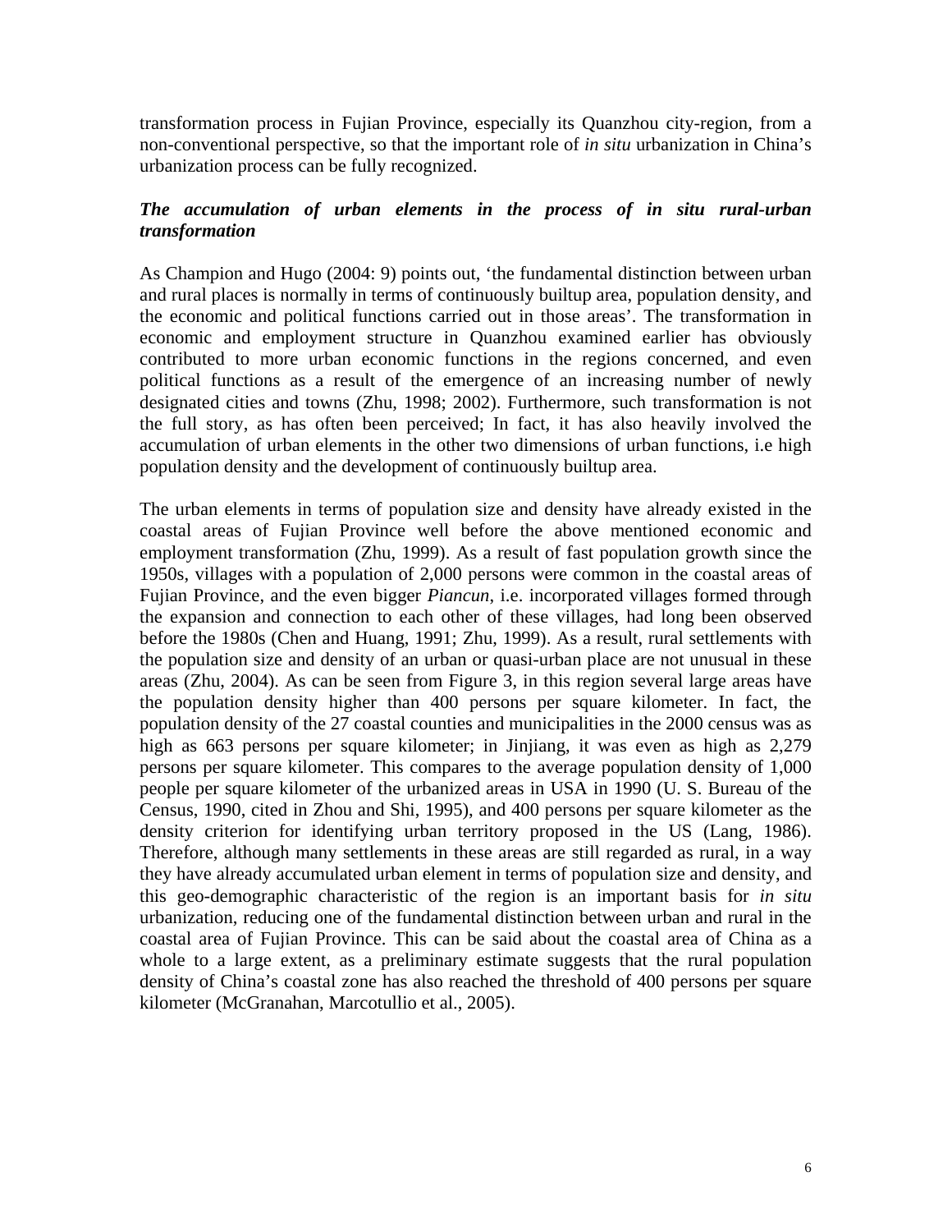transformation process in Fujian Province, especially its Quanzhou city-region, from a non-conventional perspective, so that the important role of *in situ* urbanization in China's urbanization process can be fully recognized.

### *The accumulation of urban elements in the process of in situ rural-urban transformation*

As Champion and Hugo (2004: 9) points out, 'the fundamental distinction between urban and rural places is normally in terms of continuously builtup area, population density, and the economic and political functions carried out in those areas'. The transformation in economic and employment structure in Quanzhou examined earlier has obviously contributed to more urban economic functions in the regions concerned, and even political functions as a result of the emergence of an increasing number of newly designated cities and towns (Zhu, 1998; 2002). Furthermore, such transformation is not the full story, as has often been perceived; In fact, it has also heavily involved the accumulation of urban elements in the other two dimensions of urban functions, i.e high population density and the development of continuously builtup area.

The urban elements in terms of population size and density have already existed in the coastal areas of Fujian Province well before the above mentioned economic and employment transformation (Zhu, 1999). As a result of fast population growth since the 1950s, villages with a population of 2,000 persons were common in the coastal areas of Fujian Province, and the even bigger *Piancun*, i.e. incorporated villages formed through the expansion and connection to each other of these villages, had long been observed before the 1980s (Chen and Huang, 1991; Zhu, 1999). As a result, rural settlements with the population size and density of an urban or quasi-urban place are not unusual in these areas (Zhu, 2004). As can be seen from Figure 3, in this region several large areas have the population density higher than 400 persons per square kilometer. In fact, the population density of the 27 coastal counties and municipalities in the 2000 census was as high as 663 persons per square kilometer; in Jinjiang, it was even as high as 2,279 persons per square kilometer. This compares to the average population density of 1,000 people per square kilometer of the urbanized areas in USA in 1990 (U. S. Bureau of the Census, 1990, cited in Zhou and Shi, 1995), and 400 persons per square kilometer as the density criterion for identifying urban territory proposed in the US (Lang, 1986). Therefore, although many settlements in these areas are still regarded as rural, in a way they have already accumulated urban element in terms of population size and density, and this geo-demographic characteristic of the region is an important basis for *in situ* urbanization, reducing one of the fundamental distinction between urban and rural in the coastal area of Fujian Province. This can be said about the coastal area of China as a whole to a large extent, as a preliminary estimate suggests that the rural population density of China's coastal zone has also reached the threshold of 400 persons per square kilometer (McGranahan, Marcotullio et al., 2005).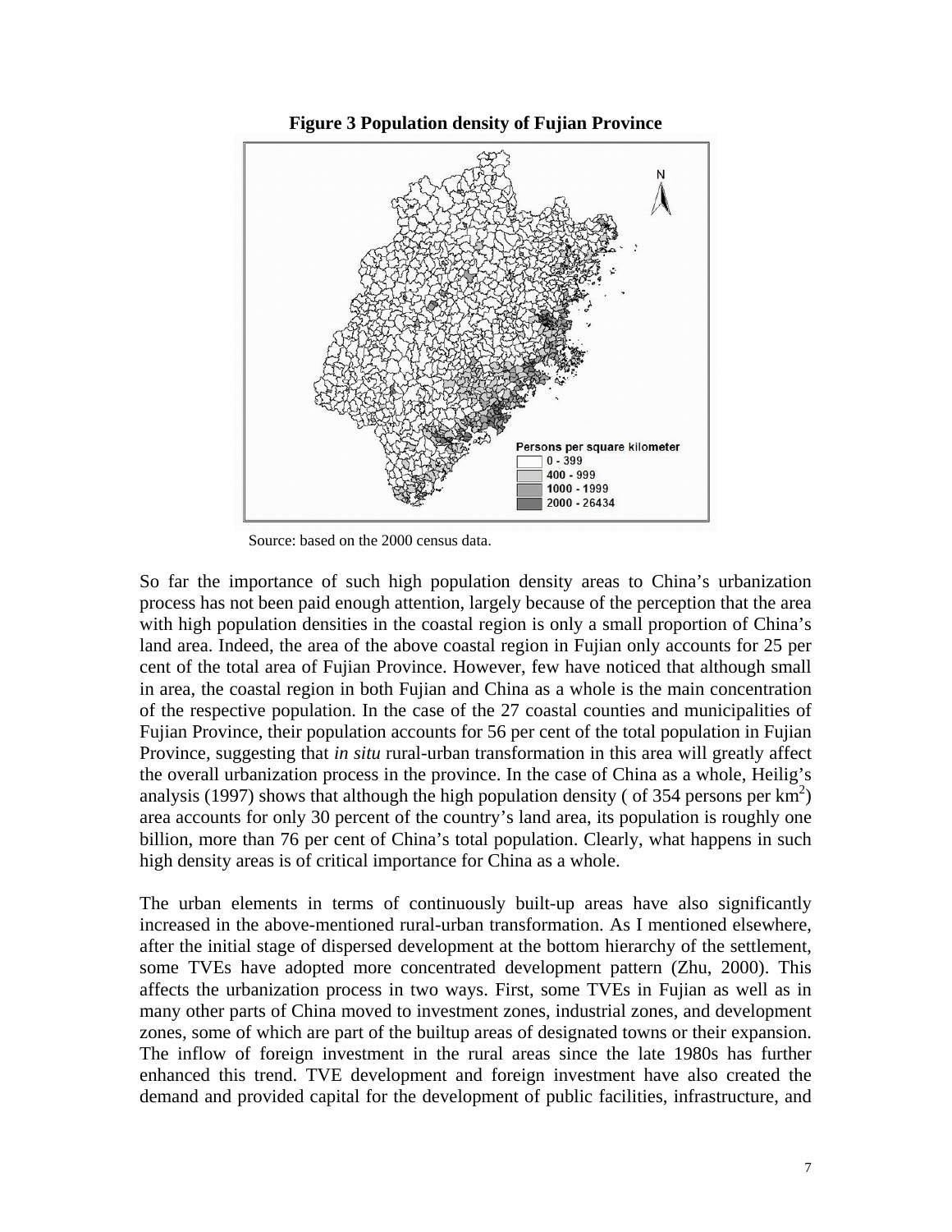**Figure 3 Population density of Fujian Province**

Source: based on the 2000 census data.

So far the importance of such high population density areas to China's urbanization process has not been paid enough attention, largely because of the perception that the area with high population densities in the coastal region is only a small proportion of China's land area. Indeed, the area of the above coastal region in Fujian only accounts for 25 per cent of the total area of Fujian Province. However, few have noticed that although small in area, the coastal region in both Fujian and China as a whole is the main concentration of the respective population. In the case of the 27 coastal counties and municipalities of Fujian Province, their population accounts for 56 per cent of the total population in Fujian Province, suggesting that *in situ* rural-urban transformation in this area will greatly affect the overall urbanization process in the province. In the case of China as a whole, Heilig's analysis (1997) shows that although the high population density ( of 354 persons per $km^2$) area accounts for only 30 percent of the country's land area, its population is roughly one billion, more than 76 per cent of China's total population. Clearly, what happens in such high density areas is of critical importance for China as a whole.

The urban elements in terms of continuously built-up areas have also significantly increased in the above-mentioned rural-urban transformation. As I mentioned elsewhere, after the initial stage of dispersed development at the bottom hierarchy of the settlement, some TVEs have adopted more concentrated development pattern (Zhu, 2000). This affects the urbanization process in two ways. First, some TVEs in Fujian as well as in many other parts of China moved to investment zones, industrial zones, and development zones, some of which are part of the builtup areas of designated towns or their expansion. The inflow of foreign investment in the rural areas since the late 1980s has further enhanced this trend. TVE development and foreign investment have also created the demand and provided capital for the development of public facilities, infrastructure, and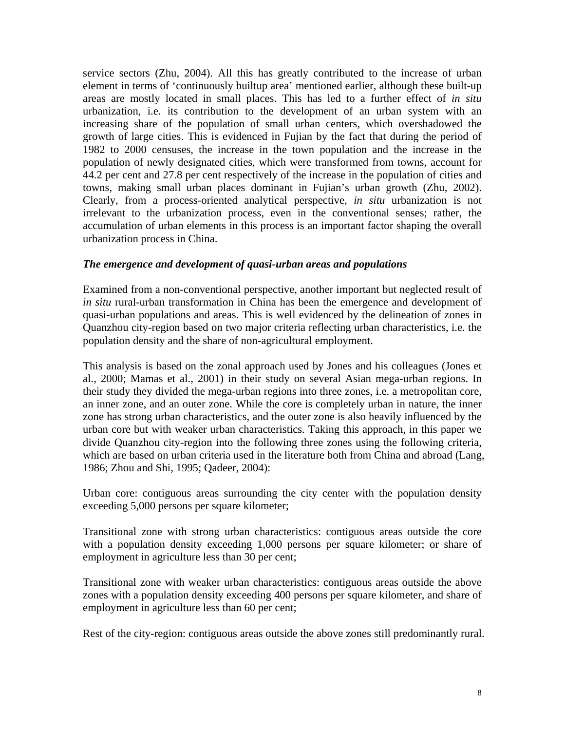service sectors (Zhu, 2004). All this has greatly contributed to the increase of urban element in terms of 'continuously builtup area' mentioned earlier, although these built-up areas are mostly located in small places. This has led to a further effect of *in situ* urbanization, i.e. its contribution to the development of an urban system with an increasing share of the population of small urban centers, which overshadowed the growth of large cities. This is evidenced in Fujian by the fact that during the period of 1982 to 2000 censuses, the increase in the town population and the increase in the population of newly designated cities, which were transformed from towns, account for 44.2 per cent and 27.8 per cent respectively of the increase in the population of cities and towns, making small urban places dominant in Fujian's urban growth (Zhu, 2002). Clearly, from a process-oriented analytical perspective, *in situ* urbanization is not irrelevant to the urbanization process, even in the conventional senses; rather, the accumulation of urban elements in this process is an important factor shaping the overall urbanization process in China.

### *The emergence and development of quasi-urban areas and populations*

Examined from a non-conventional perspective, another important but neglected result of *in situ* rural-urban transformation in China has been the emergence and development of quasi-urban populations and areas. This is well evidenced by the delineation of zones in Quanzhou city-region based on two major criteria reflecting urban characteristics, i.e. the population density and the share of non-agricultural employment.

This analysis is based on the zonal approach used by Jones and his colleagues (Jones et al., 2000; Mamas et al., 2001) in their study on several Asian mega-urban regions. In their study they divided the mega-urban regions into three zones, i.e. a metropolitan core, an inner zone, and an outer zone. While the core is completely urban in nature, the inner zone has strong urban characteristics, and the outer zone is also heavily influenced by the urban core but with weaker urban characteristics. Taking this approach, in this paper we divide Quanzhou city-region into the following three zones using the following criteria, which are based on urban criteria used in the literature both from China and abroad (Lang, 1986; Zhou and Shi, 1995; Qadeer, 2004):

Urban core: contiguous areas surrounding the city center with the population density exceeding 5,000 persons per square kilometer;

Transitional zone with strong urban characteristics: contiguous areas outside the core with a population density exceeding 1,000 persons per square kilometer; or share of employment in agriculture less than 30 per cent;

Transitional zone with weaker urban characteristics: contiguous areas outside the above zones with a population density exceeding 400 persons per square kilometer, and share of employment in agriculture less than 60 per cent;

Rest of the city-region: contiguous areas outside the above zones still predominantly rural.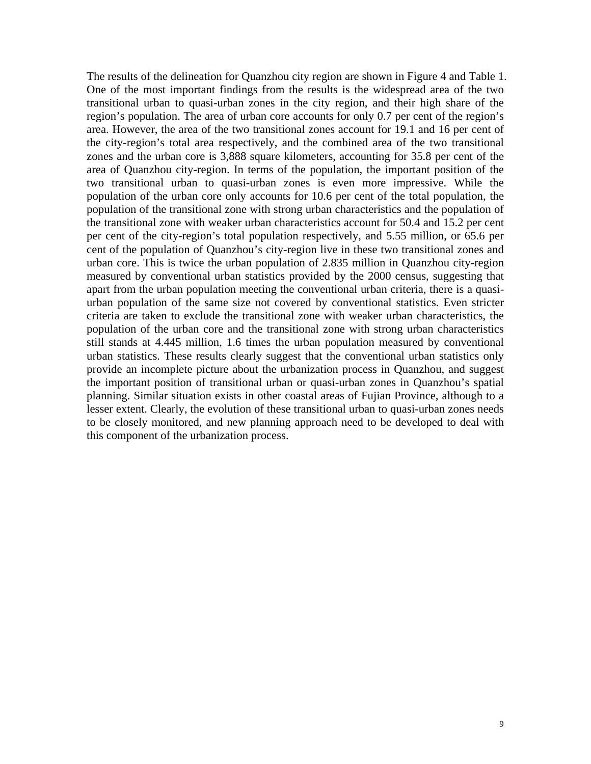The results of the delineation for Quanzhou city region are shown in Figure 4 and Table 1. One of the most important findings from the results is the widespread area of the two transitional urban to quasi-urban zones in the city region, and their high share of the region's population. The area of urban core accounts for only 0.7 per cent of the region's area. However, the area of the two transitional zones account for 19.1 and 16 per cent of the city-region's total area respectively, and the combined area of the two transitional zones and the urban core is 3,888 square kilometers, accounting for 35.8 per cent of the area of Quanzhou city-region. In terms of the population, the important position of the two transitional urban to quasi-urban zones is even more impressive. While the population of the urban core only accounts for 10.6 per cent of the total population, the population of the transitional zone with strong urban characteristics and the population of the transitional zone with weaker urban characteristics account for 50.4 and 15.2 per cent per cent of the city-region's total population respectively, and 5.55 million, or 65.6 per cent of the population of Quanzhou's city-region live in these two transitional zones and urban core. This is twice the urban population of 2.835 million in Quanzhou city-region measured by conventional urban statistics provided by the 2000 census, suggesting that apart from the urban population meeting the conventional urban criteria, there is a quasi-urban population of the same size not covered by conventional statistics. Even stricter criteria are taken to exclude the transitional zone with weaker urban characteristics, the population of the urban core and the transitional zone with strong urban characteristics still stands at 4.445 million, 1.6 times the urban population measured by conventional urban statistics. These results clearly suggest that the conventional urban statistics only provide an incomplete picture about the urbanization process in Quanzhou, and suggest the important position of transitional urban or quasi-urban zones in Quanzhou's spatial planning. Similar situation exists in other coastal areas of Fujian Province, although to a lesser extent. Clearly, the evolution of these transitional urban to quasi-urban zones needs to be closely monitored, and new planning approach need to be developed to deal with this component of the urbanization process.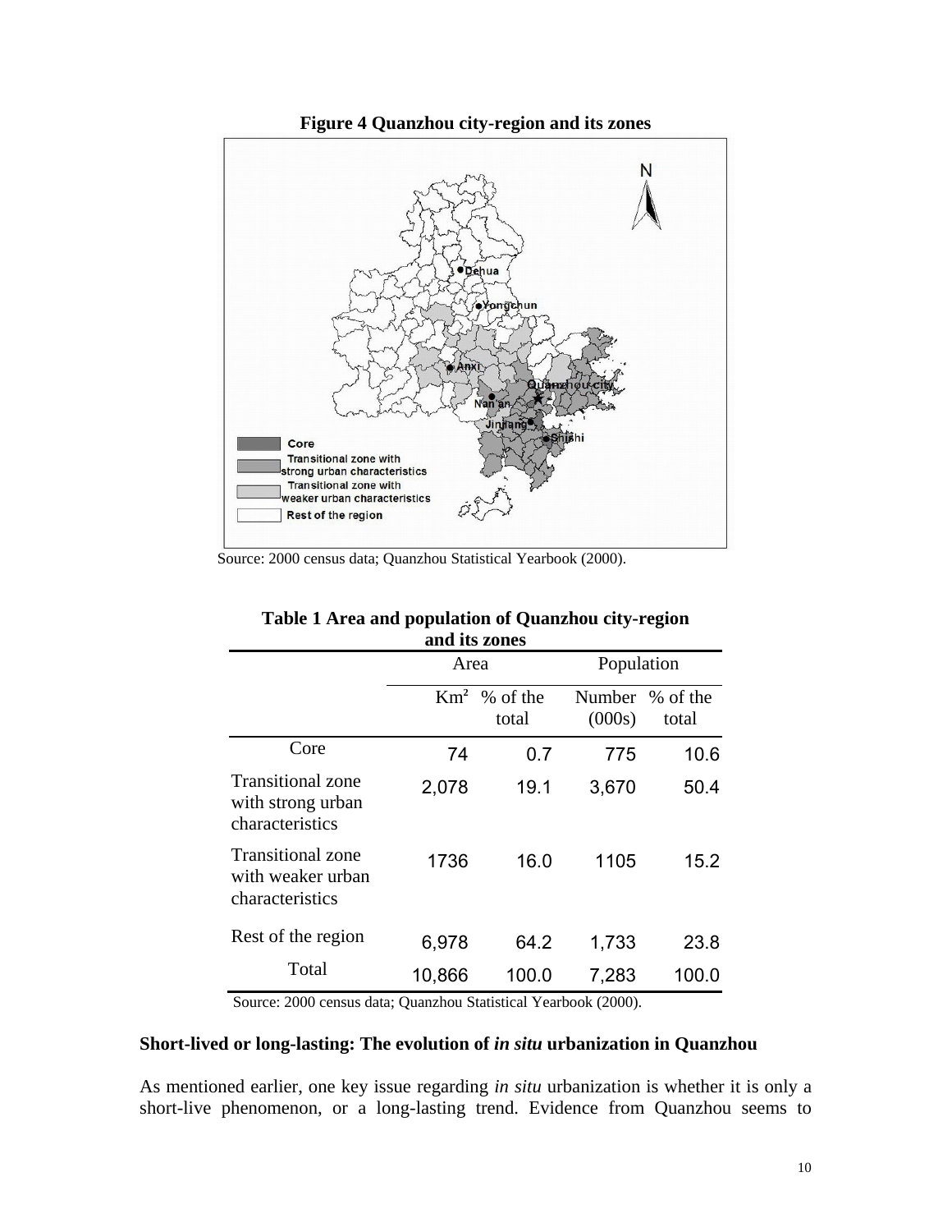**Figure 4 Quanzhou city-region and its zones**

Source: 2000 census data; Quanzhou Statistical Yearbook (2000).

**Table 1 Area and population of Quanzhou city-region and its zones**

| | Area | | Population | |
|---|---|---|---|---|
| | Km² | % of the total | Number (000s) | % of the total |
| Core | 74 | 0.7 | 775 | 10.6 |
| Transitional zone with strong urban characteristics | 2,078 | 19.1 | 3,670 | 50.4 |
| Transitional zone with weaker urban characteristics | 1736 | 16.0 | 1105 | 15.2 |
| Rest of the region | 6,978 | 64.2 | 1,733 | 23.8 |
| Total | 10,866 | 100.0 | 7,283 | 100.0 |

Source: 2000 census data; Quanzhou Statistical Yearbook (2000).

**Short-lived or long-lasting: The evolution of *in situ* urbanization in Quanzhou**

As mentioned earlier, one key issue regarding *in situ* urbanization is whether it is only a short-live phenomenon, or a long-lasting trend. Evidence from Quanzhou seems to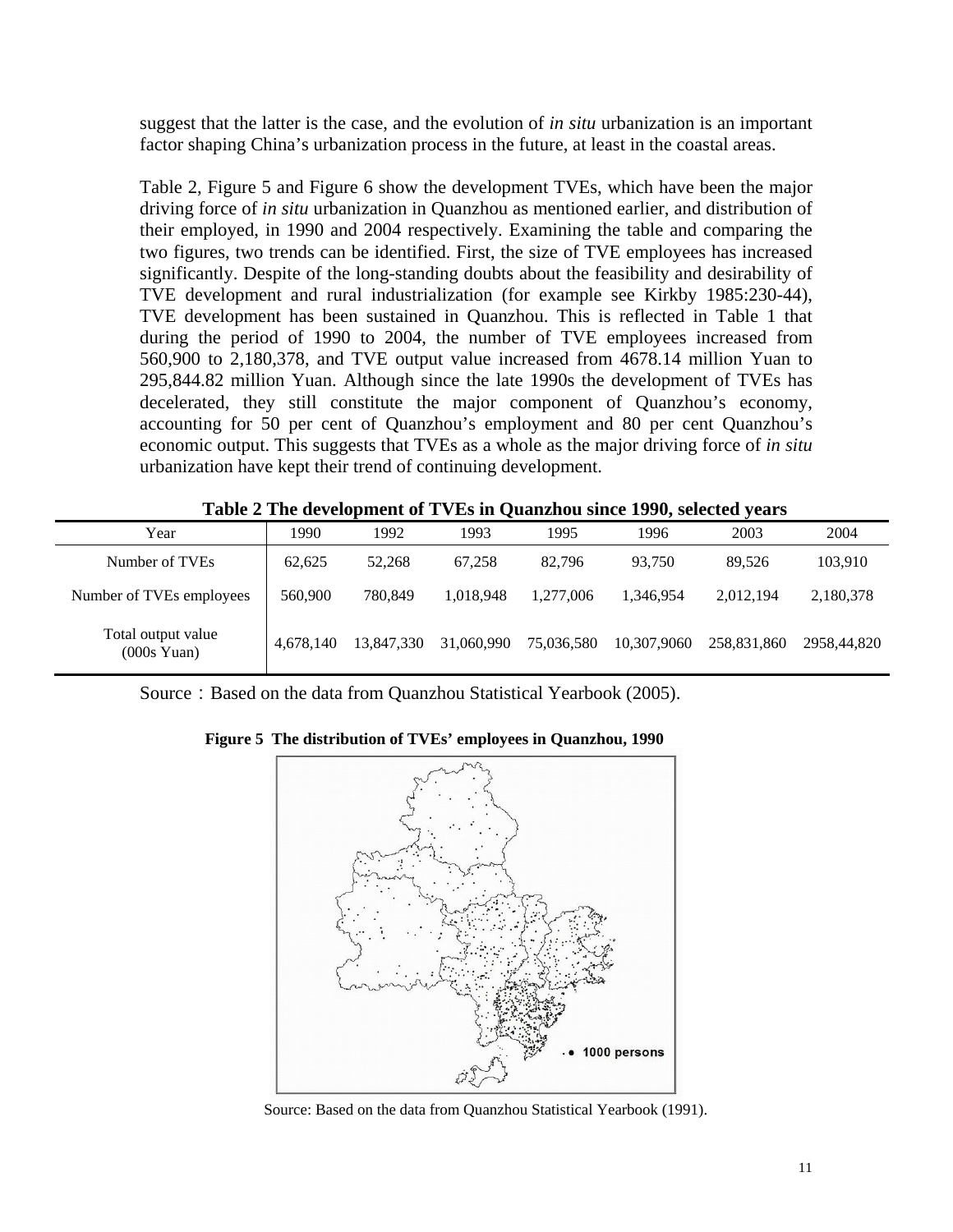suggest that the latter is the case, and the evolution of *in situ* urbanization is an important factor shaping China's urbanization process in the future, at least in the coastal areas.

Table 2, Figure 5 and Figure 6 show the development TVEs, which have been the major driving force of *in situ* urbanization in Quanzhou as mentioned earlier, and distribution of their employed, in 1990 and 2004 respectively. Examining the table and comparing the two figures, two trends can be identified. First, the size of TVE employees has increased significantly. Despite of the long-standing doubts about the feasibility and desirability of TVE development and rural industrialization (for example see Kirkby 1985:230-44), TVE development has been sustained in Quanzhou. This is reflected in Table 1 that during the period of 1990 to 2004, the number of TVE employees increased from 560,900 to 2,180,378, and TVE output value increased from 4678.14 million Yuan to 295,844.82 million Yuan. Although since the late 1990s the development of TVEs has decelerated, they still constitute the major component of Quanzhou's economy, accounting for 50 per cent of Quanzhou's employment and 80 per cent Quanzhou's economic output. This suggests that TVEs as a whole as the major driving force of *in situ* urbanization have kept their trend of continuing development.

**Table 2 The development of TVEs in Quanzhou since 1990, selected years**

| Year | 1990 | 1992 | 1993 | 1995 | 1996 | 2003 | 2004 |
|---|---|---|---|---|---|---|---|
| Number of TVEs | 62,625 | 52,268 | 67,258 | 82,796 | 93,750 | 89,526 | 103,910 |
| Number of TVEs employees | 560,900 | 780,849 | 1,018,948 | 1,277,006 | 1,346,954 | 2,012,194 | 2,180,378 |
| Total output value (000s Yuan) | 4,678,140 | 13,847,330 | 31,060,990 | 75,036,580 | 10,307,9060 | 258,831,860 | 2958,44,820 |

Source：Based on the data from Quanzhou Statistical Yearbook (2005).

**Figure 5 The distribution of TVEs' employees in Quanzhou, 1990**

Source: Based on the data from Quanzhou Statistical Yearbook (1991).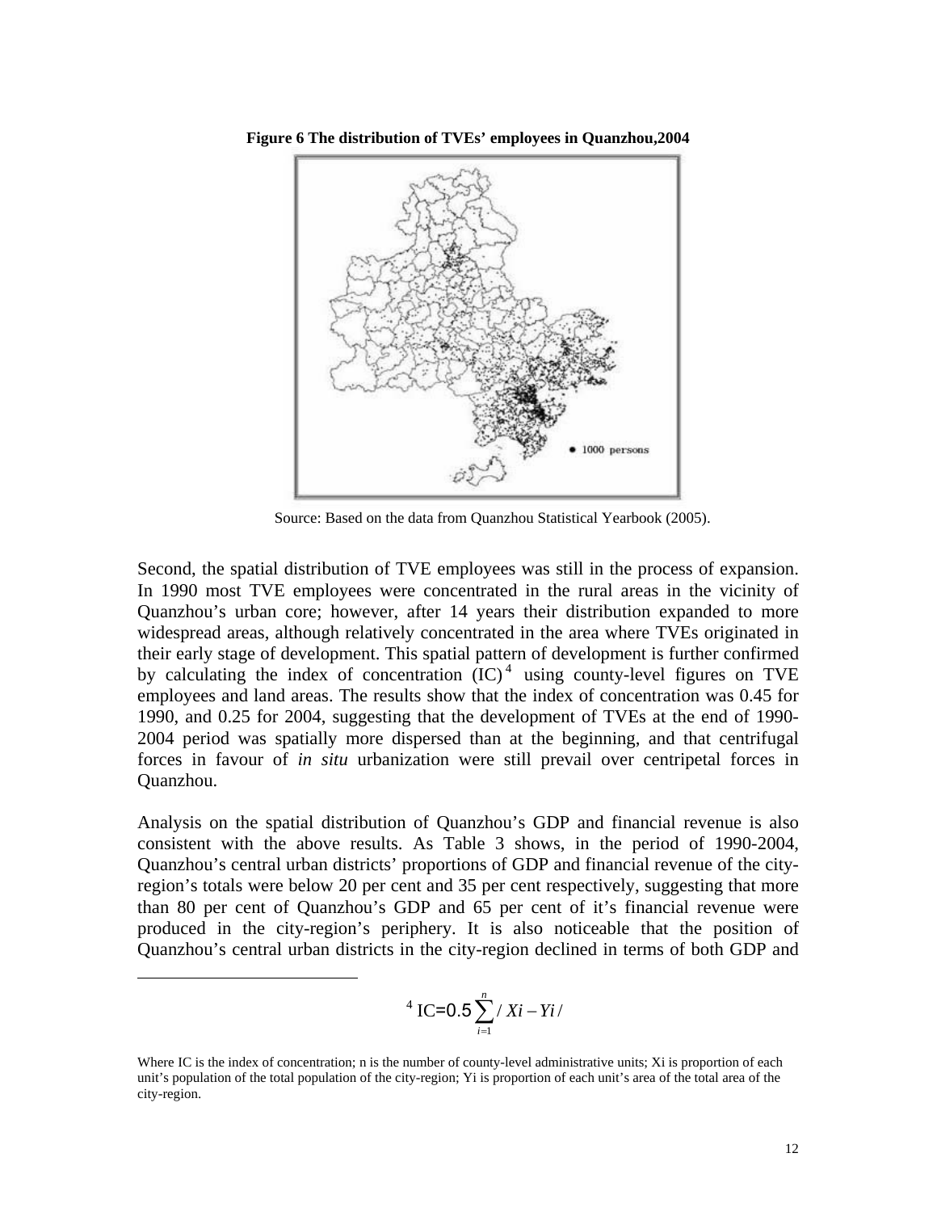**Figure 6 The distribution of TVEs' employees in Quanzhou,2004**

Source: Based on the data from Quanzhou Statistical Yearbook (2005).

Second, the spatial distribution of TVE employees was still in the process of expansion. In 1990 most TVE employees were concentrated in the rural areas in the vicinity of Quanzhou's urban core; however, after 14 years their distribution expanded to more widespread areas, although relatively concentrated in the area where TVEs originated in their early stage of development. This spatial pattern of development is further confirmed by calculating the index of concentration (IC)[4] using county-level figures on TVE employees and land areas. The results show that the index of concentration was 0.45 for 1990, and 0.25 for 2004, suggesting that the development of TVEs at the end of 1990-2004 period was spatially more dispersed than at the beginning, and that centrifugal forces in favour of *in situ* urbanization were still prevail over centripetal forces in Quanzhou.

Analysis on the spatial distribution of Quanzhou's GDP and financial revenue is also consistent with the above results. As Table 3 shows, in the period of 1990-2004, Quanzhou's central urban districts' proportions of GDP and financial revenue of the city-region's totals were below 20 per cent and 35 per cent respectively, suggesting that more than 80 per cent of Quanzhou's GDP and 65 per cent of it's financial revenue were produced in the city-region's periphery. It is also noticeable that the position of Quanzhou's central urban districts in the city-region declined in terms of both GDP and

---

[4] $$IC = 0.5\sum_{i=1}^{n} / Xi - Yi /$$

Where IC is the index of concentration; n is the number of county-level administrative units; Xi is proportion of each unit's population of the total population of the city-region; Yi is proportion of each unit's area of the total area of the city-region.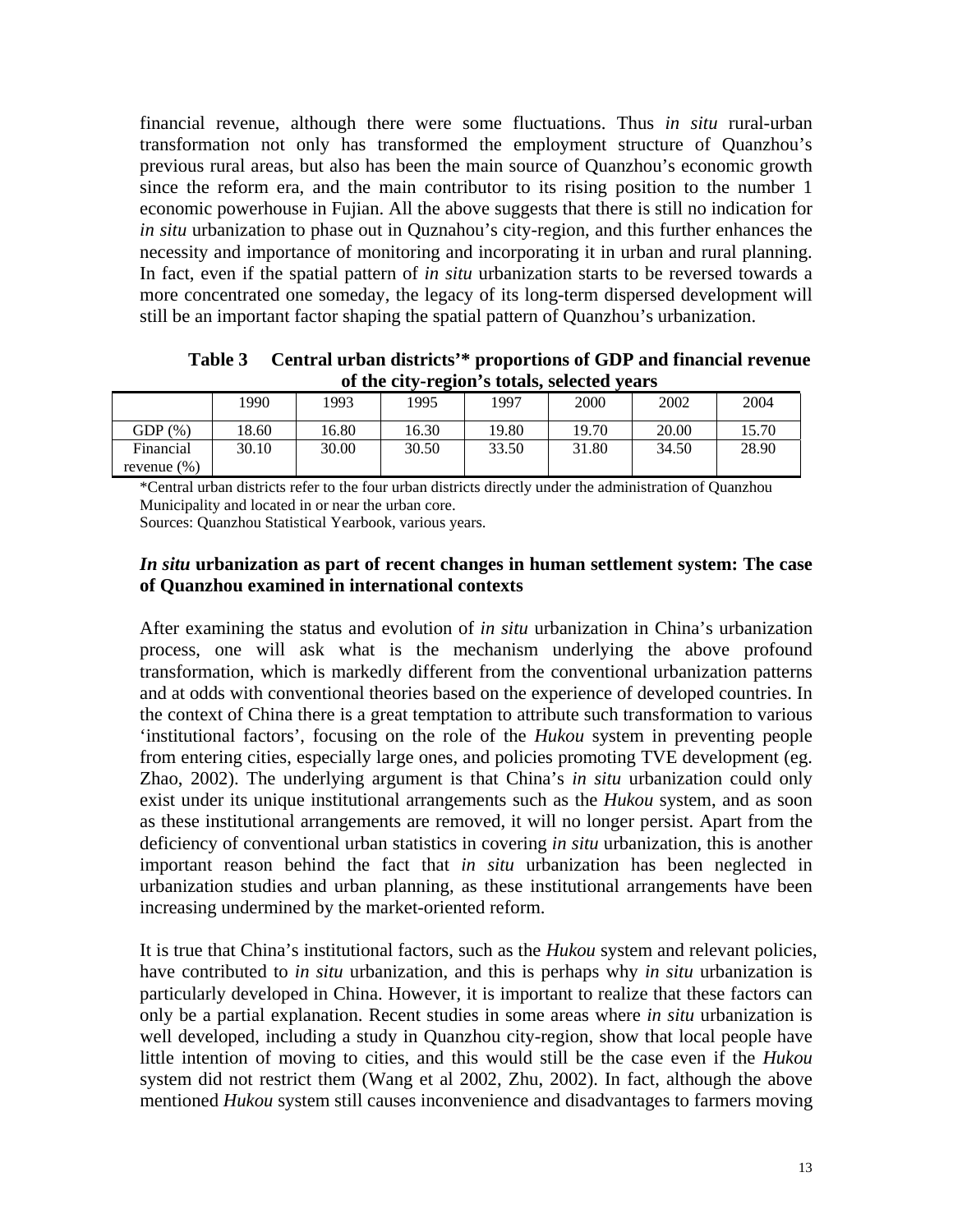financial revenue, although there were some fluctuations. Thus *in situ* rural-urban transformation not only has transformed the employment structure of Quanzhou's previous rural areas, but also has been the main source of Quanzhou's economic growth since the reform era, and the main contributor to its rising position to the number 1 economic powerhouse in Fujian. All the above suggests that there is still no indication for *in situ* urbanization to phase out in Quznahou's city-region, and this further enhances the necessity and importance of monitoring and incorporating it in urban and rural planning. In fact, even if the spatial pattern of *in situ* urbanization starts to be reversed towards a more concentrated one someday, the legacy of its long-term dispersed development will still be an important factor shaping the spatial pattern of Quanzhou's urbanization.

**Table 3 Central urban districts'* proportions of GDP and financial revenue of the city-region's totals, selected years**

| | 1990 | 1993 | 1995 | 1997 | 2000 | 2002 | 2004 |
|---|---|---|---|---|---|---|---|
| GDP (%) | 18.60 | 16.80 | 16.30 | 19.80 | 19.70 | 20.00 | 15.70 |
| Financial revenue (%) | 30.10 | 30.00 | 30.50 | 33.50 | 31.80 | 34.50 | 28.90 |

*Central urban districts refer to the four urban districts directly under the administration of Quanzhou Municipality and located in or near the urban core.
Sources: Quanzhou Statistical Yearbook, various years.

### ***In situ* urbanization as part of recent changes in human settlement system: The case of Quanzhou examined in international contexts**

After examining the status and evolution of *in situ* urbanization in China's urbanization process, one will ask what is the mechanism underlying the above profound transformation, which is markedly different from the conventional urbanization patterns and at odds with conventional theories based on the experience of developed countries. In the context of China there is a great temptation to attribute such transformation to various 'institutional factors', focusing on the role of the *Hukou* system in preventing people from entering cities, especially large ones, and policies promoting TVE development (eg. Zhao, 2002). The underlying argument is that China's *in situ* urbanization could only exist under its unique institutional arrangements such as the *Hukou* system, and as soon as these institutional arrangements are removed, it will no longer persist. Apart from the deficiency of conventional urban statistics in covering *in situ* urbanization, this is another important reason behind the fact that *in situ* urbanization has been neglected in urbanization studies and urban planning, as these institutional arrangements have been increasing undermined by the market-oriented reform.

It is true that China's institutional factors, such as the *Hukou* system and relevant policies, have contributed to *in situ* urbanization, and this is perhaps why *in situ* urbanization is particularly developed in China. However, it is important to realize that these factors can only be a partial explanation. Recent studies in some areas where *in situ* urbanization is well developed, including a study in Quanzhou city-region, show that local people have little intention of moving to cities, and this would still be the case even if the *Hukou* system did not restrict them (Wang et al 2002, Zhu, 2002). In fact, although the above mentioned *Hukou* system still causes inconvenience and disadvantages to farmers moving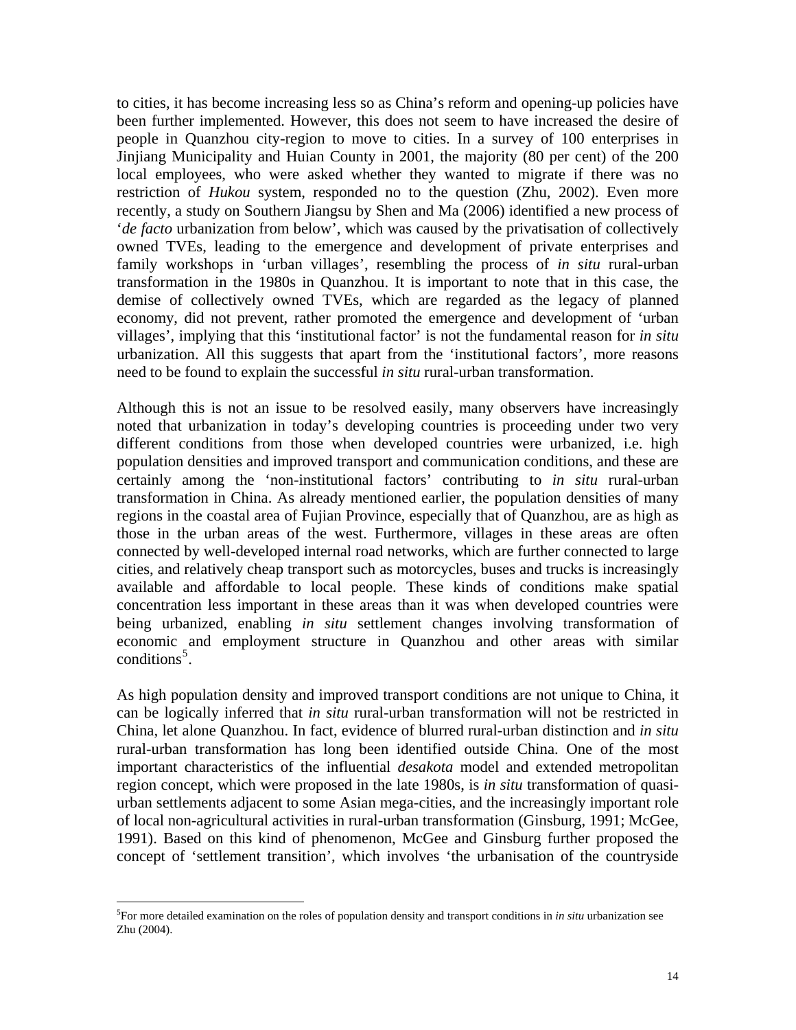to cities, it has become increasing less so as China's reform and opening-up policies have been further implemented. However, this does not seem to have increased the desire of people in Quanzhou city-region to move to cities. In a survey of 100 enterprises in Jinjiang Municipality and Huian County in 2001, the majority (80 per cent) of the 200 local employees, who were asked whether they wanted to migrate if there was no restriction of *Hukou* system, responded no to the question (Zhu, 2002). Even more recently, a study on Southern Jiangsu by Shen and Ma (2006) identified a new process of '*de facto* urbanization from below', which was caused by the privatisation of collectively owned TVEs, leading to the emergence and development of private enterprises and family workshops in 'urban villages', resembling the process of *in situ* rural-urban transformation in the 1980s in Quanzhou. It is important to note that in this case, the demise of collectively owned TVEs, which are regarded as the legacy of planned economy, did not prevent, rather promoted the emergence and development of 'urban villages', implying that this 'institutional factor' is not the fundamental reason for *in situ* urbanization. All this suggests that apart from the 'institutional factors', more reasons need to be found to explain the successful *in situ* rural-urban transformation.

Although this is not an issue to be resolved easily, many observers have increasingly noted that urbanization in today's developing countries is proceeding under two very different conditions from those when developed countries were urbanized, i.e. high population densities and improved transport and communication conditions, and these are certainly among the 'non-institutional factors' contributing to *in situ* rural-urban transformation in China. As already mentioned earlier, the population densities of many regions in the coastal area of Fujian Province, especially that of Quanzhou, are as high as those in the urban areas of the west. Furthermore, villages in these areas are often connected by well-developed internal road networks, which are further connected to large cities, and relatively cheap transport such as motorcycles, buses and trucks is increasingly available and affordable to local people. These kinds of conditions make spatial concentration less important in these areas than it was when developed countries were being urbanized, enabling *in situ* settlement changes involving transformation of economic and employment structure in Quanzhou and other areas with similar conditions[5].

As high population density and improved transport conditions are not unique to China, it can be logically inferred that *in situ* rural-urban transformation will not be restricted in China, let alone Quanzhou. In fact, evidence of blurred rural-urban distinction and *in situ* rural-urban transformation has long been identified outside China. One of the most important characteristics of the influential *desakota* model and extended metropolitan region concept, which were proposed in the late 1980s, is *in situ* transformation of quasi-urban settlements adjacent to some Asian mega-cities, and the increasingly important role of local non-agricultural activities in rural-urban transformation (Ginsburg, 1991; McGee, 1991). Based on this kind of phenomenon, McGee and Ginsburg further proposed the concept of 'settlement transition', which involves 'the urbanisation of the countryside

[5] For more detailed examination on the roles of population density and transport conditions in *in situ* urbanization see Zhu (2004).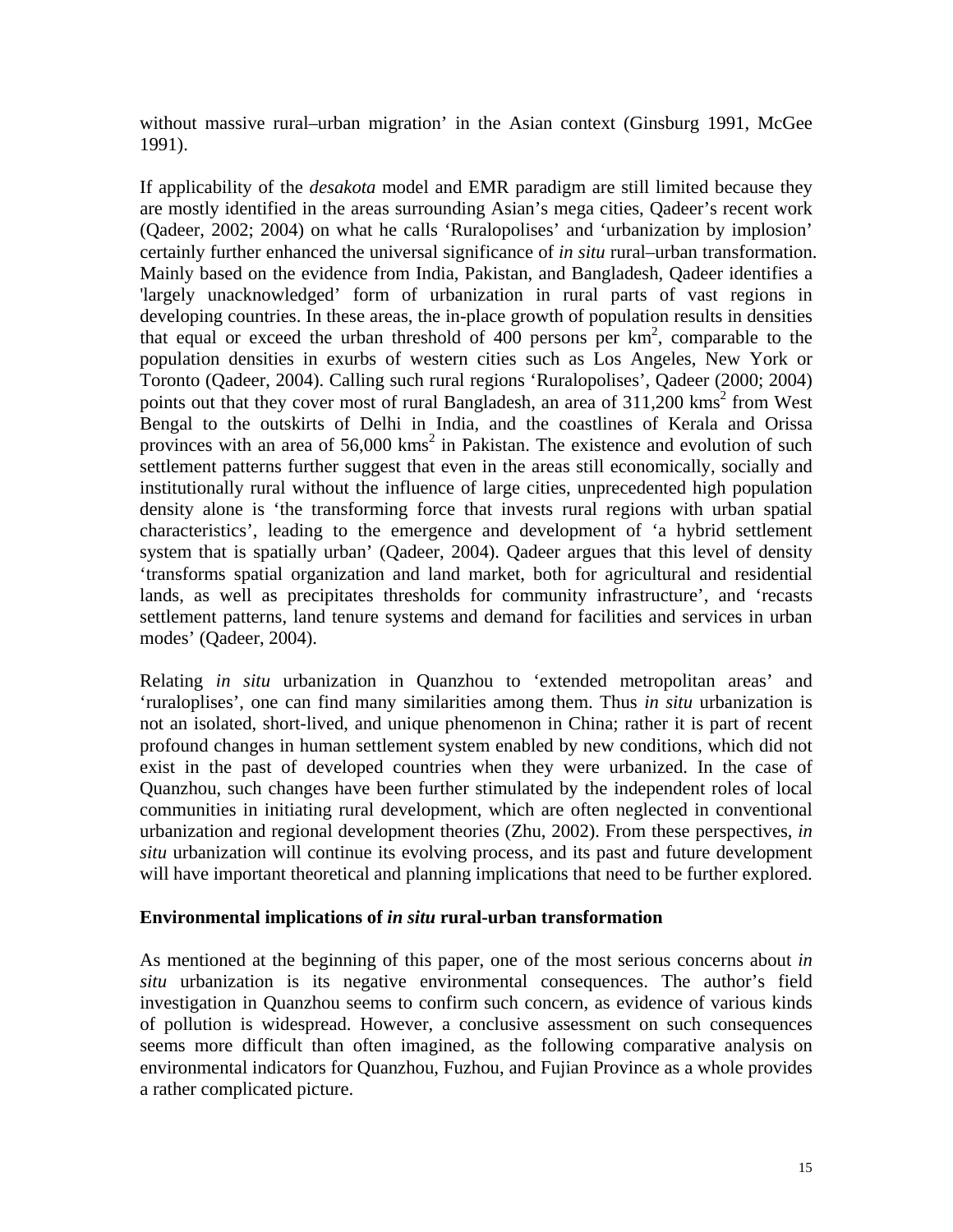without massive rural–urban migration' in the Asian context (Ginsburg 1991, McGee 1991).

If applicability of the *desakota* model and EMR paradigm are still limited because they are mostly identified in the areas surrounding Asian's mega cities, Qadeer's recent work (Qadeer, 2002; 2004) on what he calls 'Ruralopolises' and 'urbanization by implosion' certainly further enhanced the universal significance of *in situ* rural–urban transformation. Mainly based on the evidence from India, Pakistan, and Bangladesh, Qadeer identifies a 'largely unacknowledged' form of urbanization in rural parts of vast regions in developing countries. In these areas, the in-place growth of population results in densities that equal or exceed the urban threshold of 400 persons per $km^2$, comparable to the population densities in exurbs of western cities such as Los Angeles, New York or Toronto (Qadeer, 2004). Calling such rural regions 'Ruralopolises', Qadeer (2000; 2004) points out that they cover most of rural Bangladesh, an area of 311,200 $kms^2$ from West Bengal to the outskirts of Delhi in India, and the coastlines of Kerala and Orissa provinces with an area of 56,000 $kms^2$ in Pakistan. The existence and evolution of such settlement patterns further suggest that even in the areas still economically, socially and institutionally rural without the influence of large cities, unprecedented high population density alone is 'the transforming force that invests rural regions with urban spatial characteristics', leading to the emergence and development of 'a hybrid settlement system that is spatially urban' (Qadeer, 2004). Qadeer argues that this level of density 'transforms spatial organization and land market, both for agricultural and residential lands, as well as precipitates thresholds for community infrastructure', and 'recasts settlement patterns, land tenure systems and demand for facilities and services in urban modes' (Qadeer, 2004).

Relating *in situ* urbanization in Quanzhou to 'extended metropolitan areas' and 'ruraloplises', one can find many similarities among them. Thus *in situ* urbanization is not an isolated, short-lived, and unique phenomenon in China; rather it is part of recent profound changes in human settlement system enabled by new conditions, which did not exist in the past of developed countries when they were urbanized. In the case of Quanzhou, such changes have been further stimulated by the independent roles of local communities in initiating rural development, which are often neglected in conventional urbanization and regional development theories (Zhu, 2002). From these perspectives, *in situ* urbanization will continue its evolving process, and its past and future development will have important theoretical and planning implications that need to be further explored.

### Environmental implications of *in situ* rural-urban transformation

As mentioned at the beginning of this paper, one of the most serious concerns about *in situ* urbanization is its negative environmental consequences. The author's field investigation in Quanzhou seems to confirm such concern, as evidence of various kinds of pollution is widespread. However, a conclusive assessment on such consequences seems more difficult than often imagined, as the following comparative analysis on environmental indicators for Quanzhou, Fuzhou, and Fujian Province as a whole provides a rather complicated picture.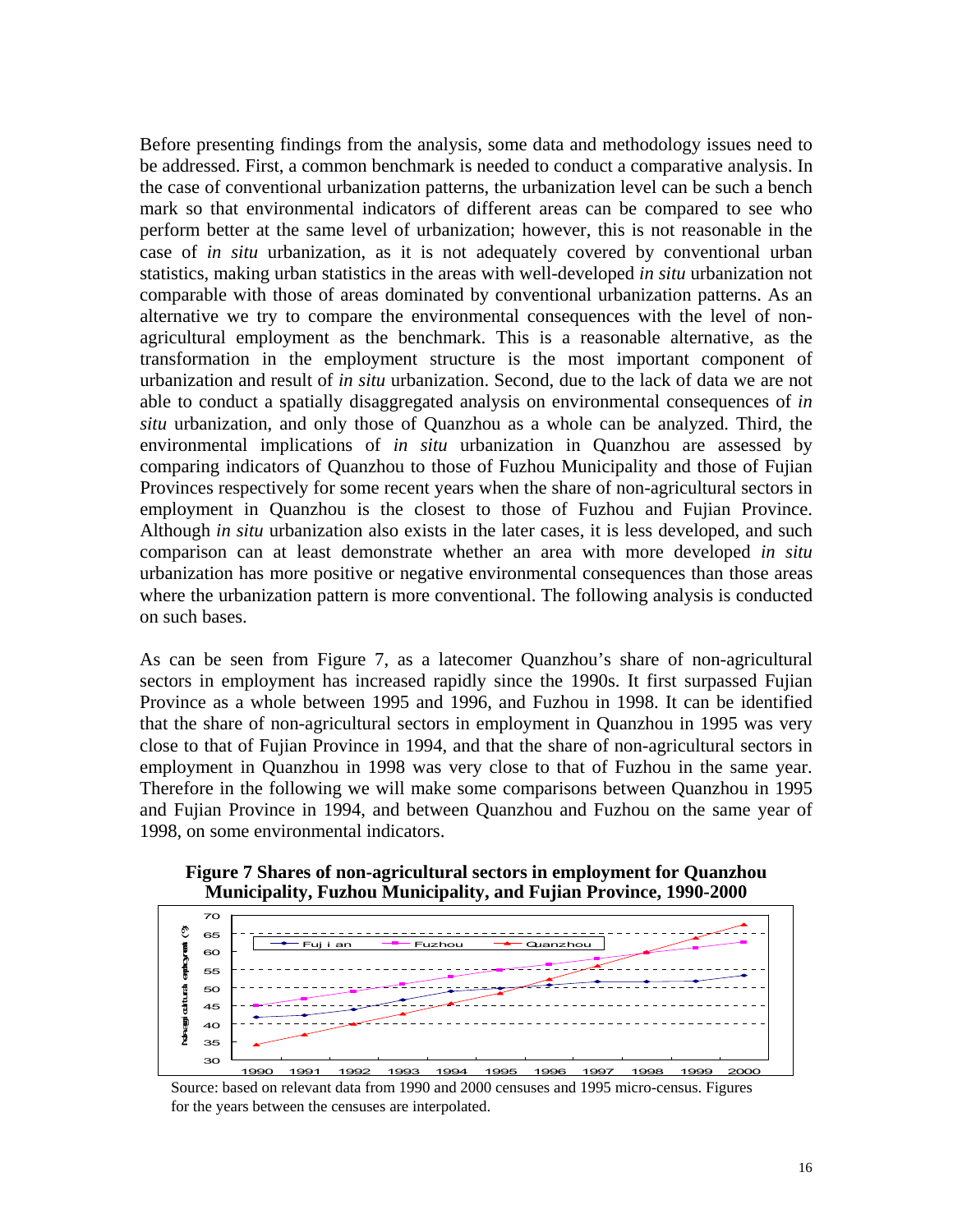Before presenting findings from the analysis, some data and methodology issues need to be addressed. First, a common benchmark is needed to conduct a comparative analysis. In the case of conventional urbanization patterns, the urbanization level can be such a bench mark so that environmental indicators of different areas can be compared to see who perform better at the same level of urbanization; however, this is not reasonable in the case of *in situ* urbanization, as it is not adequately covered by conventional urban statistics, making urban statistics in the areas with well-developed *in situ* urbanization not comparable with those of areas dominated by conventional urbanization patterns. As an alternative we try to compare the environmental consequences with the level of non-agricultural employment as the benchmark. This is a reasonable alternative, as the transformation in the employment structure is the most important component of urbanization and result of *in situ* urbanization. Second, due to the lack of data we are not able to conduct a spatially disaggregated analysis on environmental consequences of *in situ* urbanization, and only those of Quanzhou as a whole can be analyzed. Third, the environmental implications of *in situ* urbanization in Quanzhou are assessed by comparing indicators of Quanzhou to those of Fuzhou Municipality and those of Fujian Provinces respectively for some recent years when the share of non-agricultural sectors in employment in Quanzhou is the closest to those of Fuzhou and Fujian Province. Although *in situ* urbanization also exists in the later cases, it is less developed, and such comparison can at least demonstrate whether an area with more developed *in situ* urbanization has more positive or negative environmental consequences than those areas where the urbanization pattern is more conventional. The following analysis is conducted on such bases.

As can be seen from Figure 7, as a latecomer Quanzhou's share of non-agricultural sectors in employment has increased rapidly since the 1990s. It first surpassed Fujian Province as a whole between 1995 and 1996, and Fuzhou in 1998. It can be identified that the share of non-agricultural sectors in employment in Quanzhou in 1995 was very close to that of Fujian Province in 1994, and that the share of non-agricultural sectors in employment in Quanzhou in 1998 was very close to that of Fuzhou in the same year. Therefore in the following we will make some comparisons between Quanzhou in 1995 and Fujian Province in 1994, and between Quanzhou and Fuzhou on the same year of 1998, on some environmental indicators.

**Figure 7 Shares of non-agricultural sectors in employment for Quanzhou Municipality, Fuzhou Municipality, and Fujian Province, 1990-2000**

Source: based on relevant data from 1990 and 2000 censuses and 1995 micro-census. Figures for the years between the censuses are interpolated.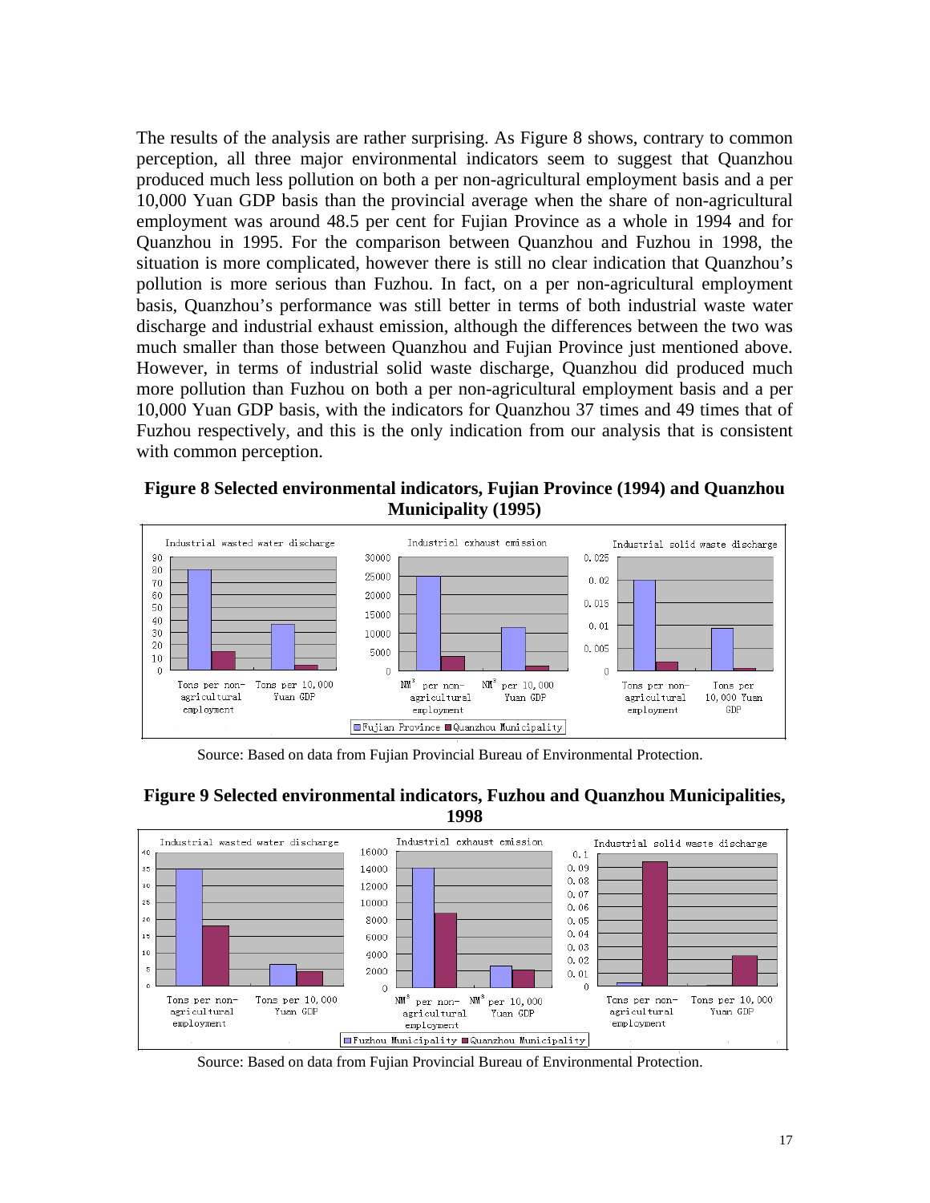The results of the analysis are rather surprising. As Figure 8 shows, contrary to common perception, all three major environmental indicators seem to suggest that Quanzhou produced much less pollution on both a per non-agricultural employment basis and a per 10,000 Yuan GDP basis than the provincial average when the share of non-agricultural employment was around 48.5 per cent for Fujian Province as a whole in 1994 and for Quanzhou in 1995. For the comparison between Quanzhou and Fuzhou in 1998, the situation is more complicated, however there is still no clear indication that Quanzhou's pollution is more serious than Fuzhou. In fact, on a per non-agricultural employment basis, Quanzhou's performance was still better in terms of both industrial waste water discharge and industrial exhaust emission, although the differences between the two was much smaller than those between Quanzhou and Fujian Province just mentioned above. However, in terms of industrial solid waste discharge, Quanzhou did produced much more pollution than Fuzhou on both a per non-agricultural employment basis and a per 10,000 Yuan GDP basis, with the indicators for Quanzhou 37 times and 49 times that of Fuzhou respectively, and this is the only indication from our analysis that is consistent with common perception.

**Figure 8 Selected environmental indicators, Fujian Province (1994) and Quanzhou Municipality (1995)**

Source: Based on data from Fujian Provincial Bureau of Environmental Protection.

**Figure 9 Selected environmental indicators, Fuzhou and Quanzhou Municipalities, 1998**

Source: Based on data from Fujian Provincial Bureau of Environmental Protection.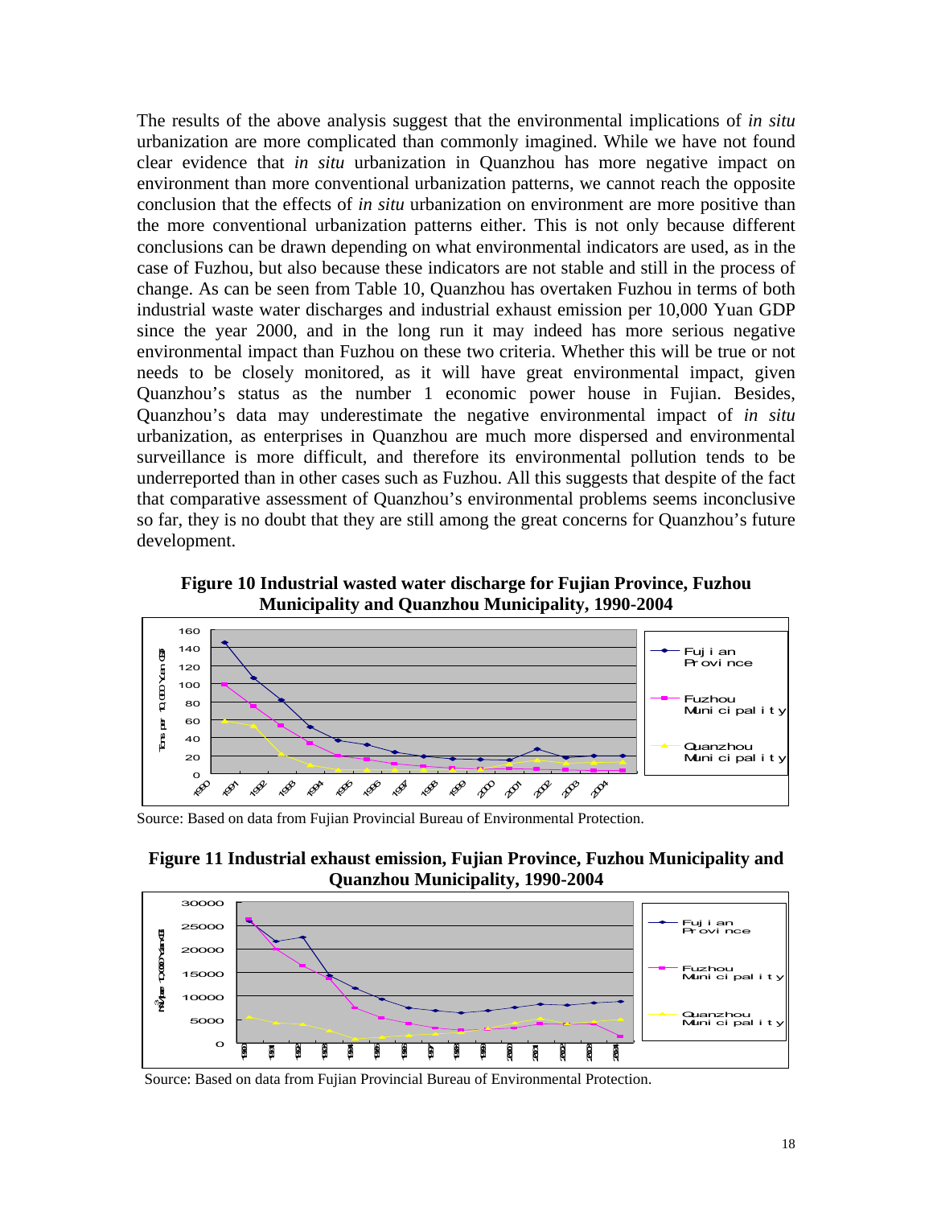The results of the above analysis suggest that the environmental implications of *in situ* urbanization are more complicated than commonly imagined. While we have not found clear evidence that *in situ* urbanization in Quanzhou has more negative impact on environment than more conventional urbanization patterns, we cannot reach the opposite conclusion that the effects of *in situ* urbanization on environment are more positive than the more conventional urbanization patterns either. This is not only because different conclusions can be drawn depending on what environmental indicators are used, as in the case of Fuzhou, but also because these indicators are not stable and still in the process of change. As can be seen from Table 10, Quanzhou has overtaken Fuzhou in terms of both industrial waste water discharges and industrial exhaust emission per 10,000 Yuan GDP since the year 2000, and in the long run it may indeed has more serious negative environmental impact than Fuzhou on these two criteria. Whether this will be true or not needs to be closely monitored, as it will have great environmental impact, given Quanzhou's status as the number 1 economic power house in Fujian. Besides, Quanzhou's data may underestimate the negative environmental impact of *in situ* urbanization, as enterprises in Quanzhou are much more dispersed and environmental surveillance is more difficult, and therefore its environmental pollution tends to be underreported than in other cases such as Fuzhou. All this suggests that despite of the fact that comparative assessment of Quanzhou's environmental problems seems inconclusive so far, they is no doubt that they are still among the great concerns for Quanzhou's future development.

**Figure 10 Industrial wasted water discharge for Fujian Province, Fuzhou Municipality and Quanzhou Municipality, 1990-2004**

Source: Based on data from Fujian Provincial Bureau of Environmental Protection.

**Figure 11 Industrial exhaust emission, Fujian Province, Fuzhou Municipality and Quanzhou Municipality, 1990-2004**

Source: Based on data from Fujian Provincial Bureau of Environmental Protection.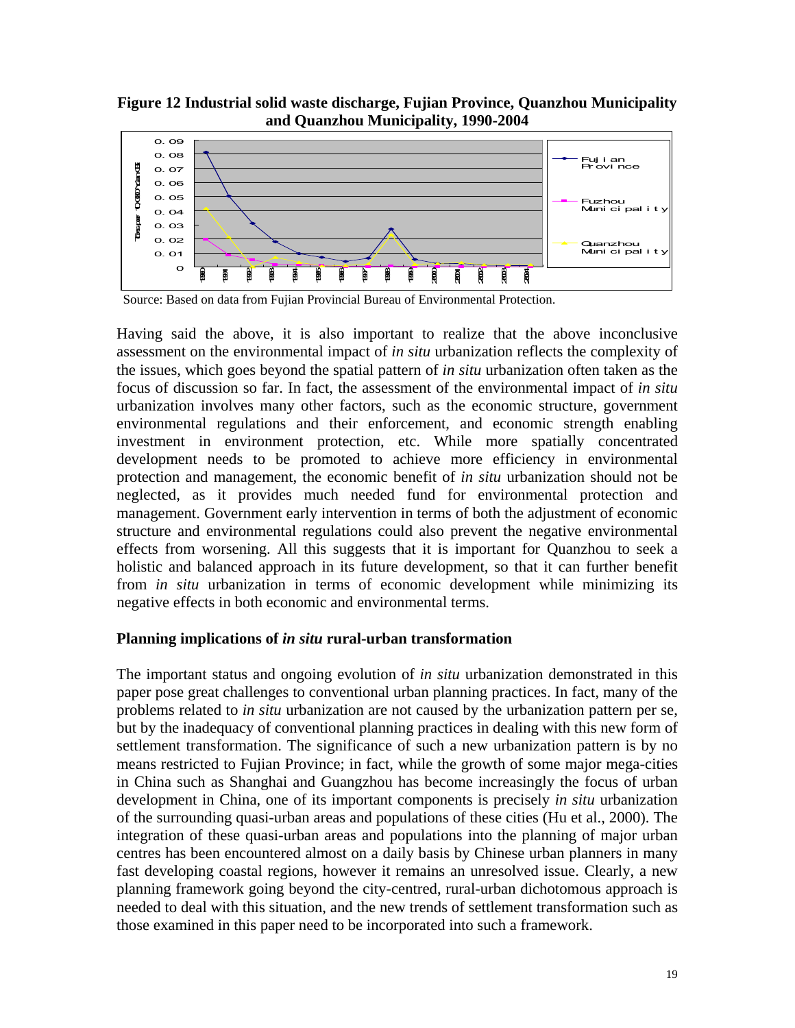**Figure 12 Industrial solid waste discharge, Fujian Province, Quanzhou Municipality and Quanzhou Municipality, 1990-2004**

Source: Based on data from Fujian Provincial Bureau of Environmental Protection.

Having said the above, it is also important to realize that the above inconclusive assessment on the environmental impact of *in situ* urbanization reflects the complexity of the issues, which goes beyond the spatial pattern of *in situ* urbanization often taken as the focus of discussion so far. In fact, the assessment of the environmental impact of *in situ* urbanization involves many other factors, such as the economic structure, government environmental regulations and their enforcement, and economic strength enabling investment in environment protection, etc. While more spatially concentrated development needs to be promoted to achieve more efficiency in environmental protection and management, the economic benefit of *in situ* urbanization should not be neglected, as it provides much needed fund for environmental protection and management. Government early intervention in terms of both the adjustment of economic structure and environmental regulations could also prevent the negative environmental effects from worsening. All this suggests that it is important for Quanzhou to seek a holistic and balanced approach in its future development, so that it can further benefit from *in situ* urbanization in terms of economic development while minimizing its negative effects in both economic and environmental terms.

### Planning implications of *in situ* rural-urban transformation

The important status and ongoing evolution of *in situ* urbanization demonstrated in this paper pose great challenges to conventional urban planning practices. In fact, many of the problems related to *in situ* urbanization are not caused by the urbanization pattern per se, but by the inadequacy of conventional planning practices in dealing with this new form of settlement transformation. The significance of such a new urbanization pattern is by no means restricted to Fujian Province; in fact, while the growth of some major mega-cities in China such as Shanghai and Guangzhou has become increasingly the focus of urban development in China, one of its important components is precisely *in situ* urbanization of the surrounding quasi-urban areas and populations of these cities (Hu et al., 2000). The integration of these quasi-urban areas and populations into the planning of major urban centres has been encountered almost on a daily basis by Chinese urban planners in many fast developing coastal regions, however it remains an unresolved issue. Clearly, a new planning framework going beyond the city-centred, rural-urban dichotomous approach is needed to deal with this situation, and the new trends of settlement transformation such as those examined in this paper need to be incorporated into such a framework.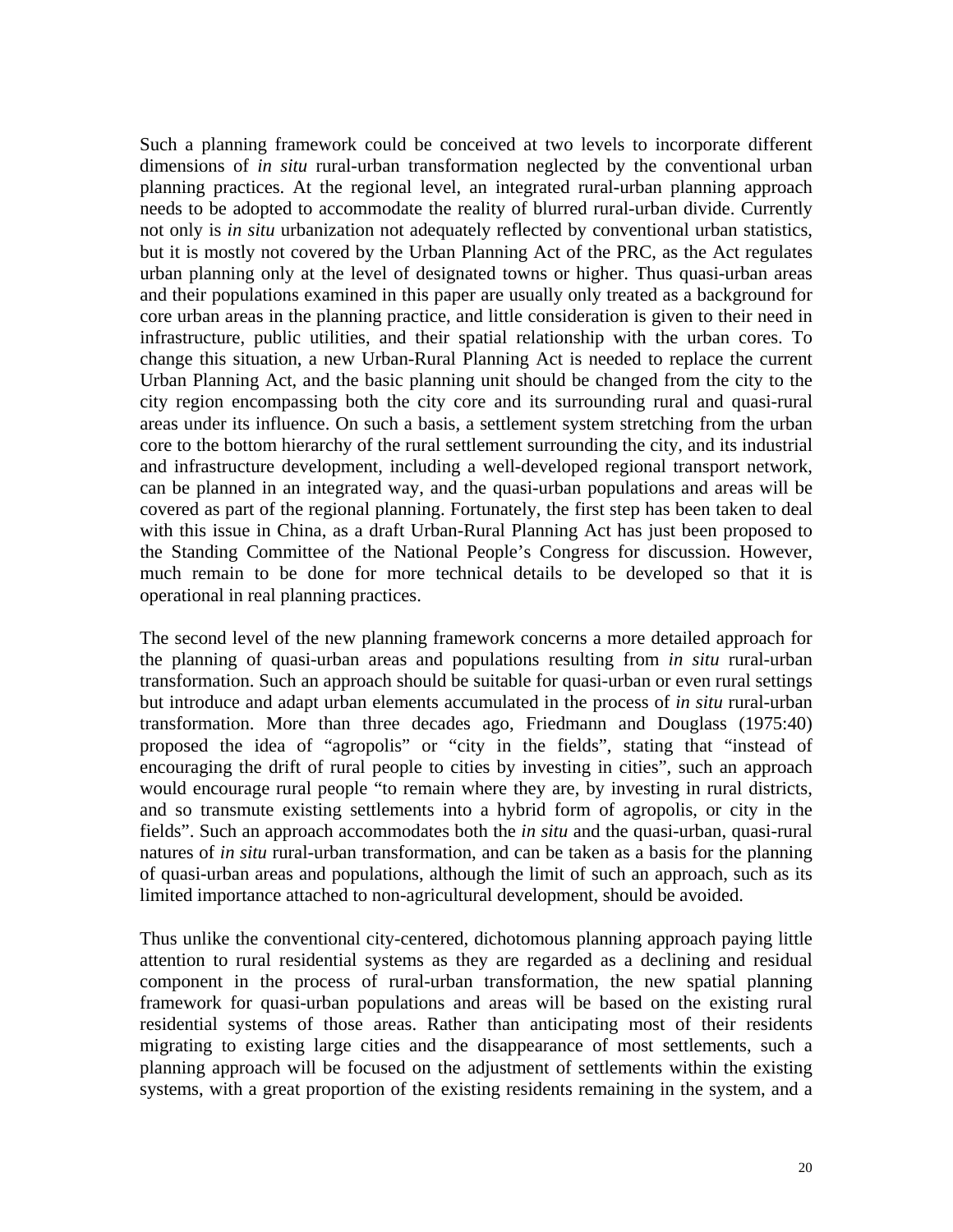Such a planning framework could be conceived at two levels to incorporate different dimensions of *in situ* rural-urban transformation neglected by the conventional urban planning practices. At the regional level, an integrated rural-urban planning approach needs to be adopted to accommodate the reality of blurred rural-urban divide. Currently not only is *in situ* urbanization not adequately reflected by conventional urban statistics, but it is mostly not covered by the Urban Planning Act of the PRC, as the Act regulates urban planning only at the level of designated towns or higher. Thus quasi-urban areas and their populations examined in this paper are usually only treated as a background for core urban areas in the planning practice, and little consideration is given to their need in infrastructure, public utilities, and their spatial relationship with the urban cores. To change this situation, a new Urban-Rural Planning Act is needed to replace the current Urban Planning Act, and the basic planning unit should be changed from the city to the city region encompassing both the city core and its surrounding rural and quasi-rural areas under its influence. On such a basis, a settlement system stretching from the urban core to the bottom hierarchy of the rural settlement surrounding the city, and its industrial and infrastructure development, including a well-developed regional transport network, can be planned in an integrated way, and the quasi-urban populations and areas will be covered as part of the regional planning. Fortunately, the first step has been taken to deal with this issue in China, as a draft Urban-Rural Planning Act has just been proposed to the Standing Committee of the National People's Congress for discussion. However, much remain to be done for more technical details to be developed so that it is operational in real planning practices.

The second level of the new planning framework concerns a more detailed approach for the planning of quasi-urban areas and populations resulting from *in situ* rural-urban transformation. Such an approach should be suitable for quasi-urban or even rural settings but introduce and adapt urban elements accumulated in the process of *in situ* rural-urban transformation. More than three decades ago, Friedmann and Douglass (1975:40) proposed the idea of "agropolis" or "city in the fields", stating that "instead of encouraging the drift of rural people to cities by investing in cities", such an approach would encourage rural people "to remain where they are, by investing in rural districts, and so transmute existing settlements into a hybrid form of agropolis, or city in the fields". Such an approach accommodates both the *in situ* and the quasi-urban, quasi-rural natures of *in situ* rural-urban transformation, and can be taken as a basis for the planning of quasi-urban areas and populations, although the limit of such an approach, such as its limited importance attached to non-agricultural development, should be avoided.

Thus unlike the conventional city-centered, dichotomous planning approach paying little attention to rural residential systems as they are regarded as a declining and residual component in the process of rural-urban transformation, the new spatial planning framework for quasi-urban populations and areas will be based on the existing rural residential systems of those areas. Rather than anticipating most of their residents migrating to existing large cities and the disappearance of most settlements, such a planning approach will be focused on the adjustment of settlements within the existing systems, with a great proportion of the existing residents remaining in the system, and a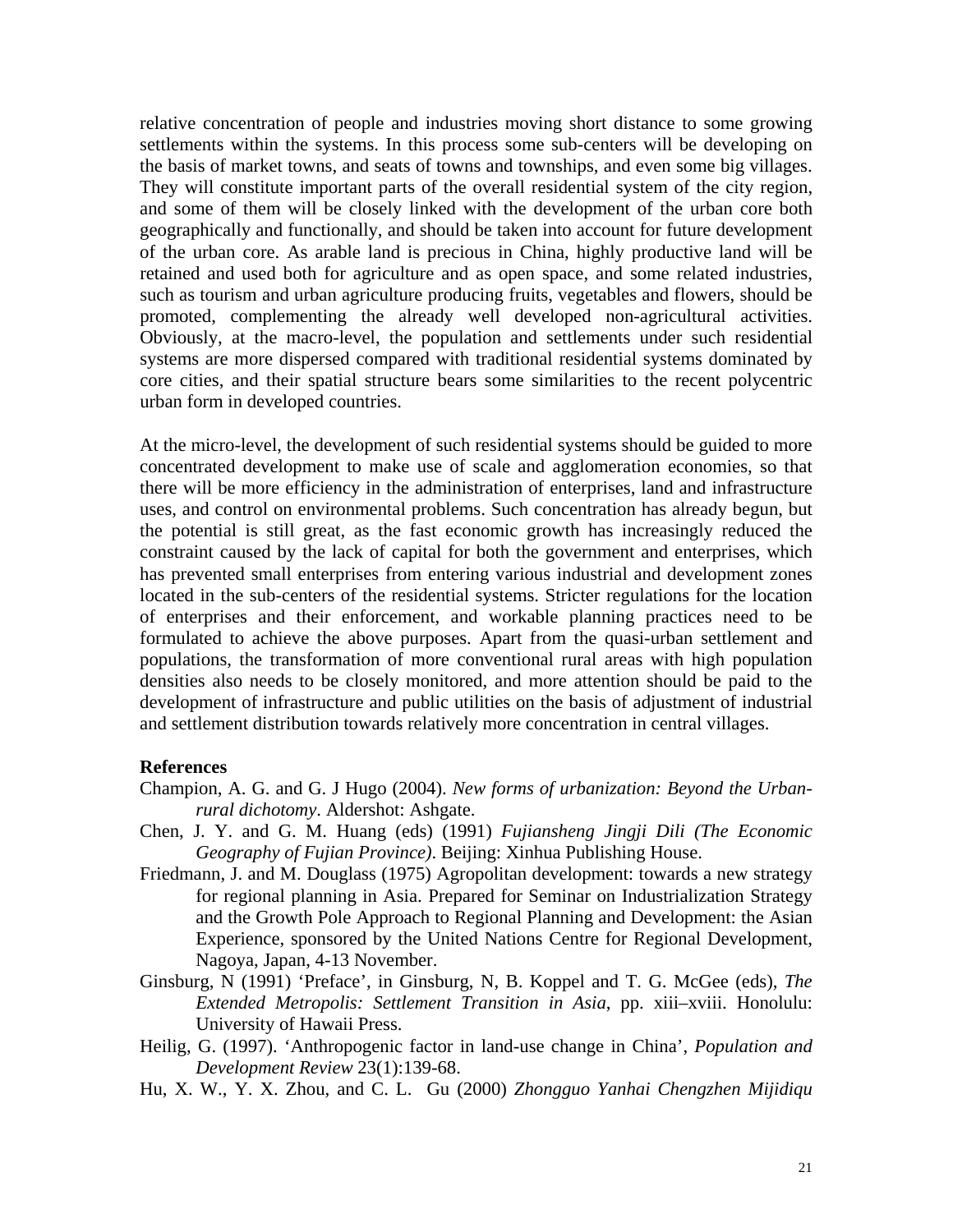relative concentration of people and industries moving short distance to some growing settlements within the systems. In this process some sub-centers will be developing on the basis of market towns, and seats of towns and townships, and even some big villages. They will constitute important parts of the overall residential system of the city region, and some of them will be closely linked with the development of the urban core both geographically and functionally, and should be taken into account for future development of the urban core. As arable land is precious in China, highly productive land will be retained and used both for agriculture and as open space, and some related industries, such as tourism and urban agriculture producing fruits, vegetables and flowers, should be promoted, complementing the already well developed non-agricultural activities. Obviously, at the macro-level, the population and settlements under such residential systems are more dispersed compared with traditional residential systems dominated by core cities, and their spatial structure bears some similarities to the recent polycentric urban form in developed countries.

At the micro-level, the development of such residential systems should be guided to more concentrated development to make use of scale and agglomeration economies, so that there will be more efficiency in the administration of enterprises, land and infrastructure uses, and control on environmental problems. Such concentration has already begun, but the potential is still great, as the fast economic growth has increasingly reduced the constraint caused by the lack of capital for both the government and enterprises, which has prevented small enterprises from entering various industrial and development zones located in the sub-centers of the residential systems. Stricter regulations for the location of enterprises and their enforcement, and workable planning practices need to be formulated to achieve the above purposes. Apart from the quasi-urban settlement and populations, the transformation of more conventional rural areas with high population densities also needs to be closely monitored, and more attention should be paid to the development of infrastructure and public utilities on the basis of adjustment of industrial and settlement distribution towards relatively more concentration in central villages.

**References**

Champion, A. G. and G. J Hugo (2004). *New forms of urbanization: Beyond the Urban-rural dichotomy*. Aldershot: Ashgate.

Chen, J. Y. and G. M. Huang (eds) (1991) *Fujiansheng Jingji Dili (The Economic Geography of Fujian Province)*. Beijing: Xinhua Publishing House.

Friedmann, J. and M. Douglass (1975) Agropolitan development: towards a new strategy for regional planning in Asia. Prepared for Seminar on Industrialization Strategy and the Growth Pole Approach to Regional Planning and Development: the Asian Experience, sponsored by the United Nations Centre for Regional Development, Nagoya, Japan, 4-13 November.

Ginsburg, N (1991) 'Preface', in Ginsburg, N, B. Koppel and T. G. McGee (eds), *The Extended Metropolis: Settlement Transition in Asia*, pp. xiii–xviii. Honolulu: University of Hawaii Press.

Heilig, G. (1997). 'Anthropogenic factor in land-use change in China', *Population and Development Review* 23(1):139-68.

Hu, X. W., Y. X. Zhou, and C. L. Gu (2000) *Zhongguo Yanhai Chengzhen Mijidiqu*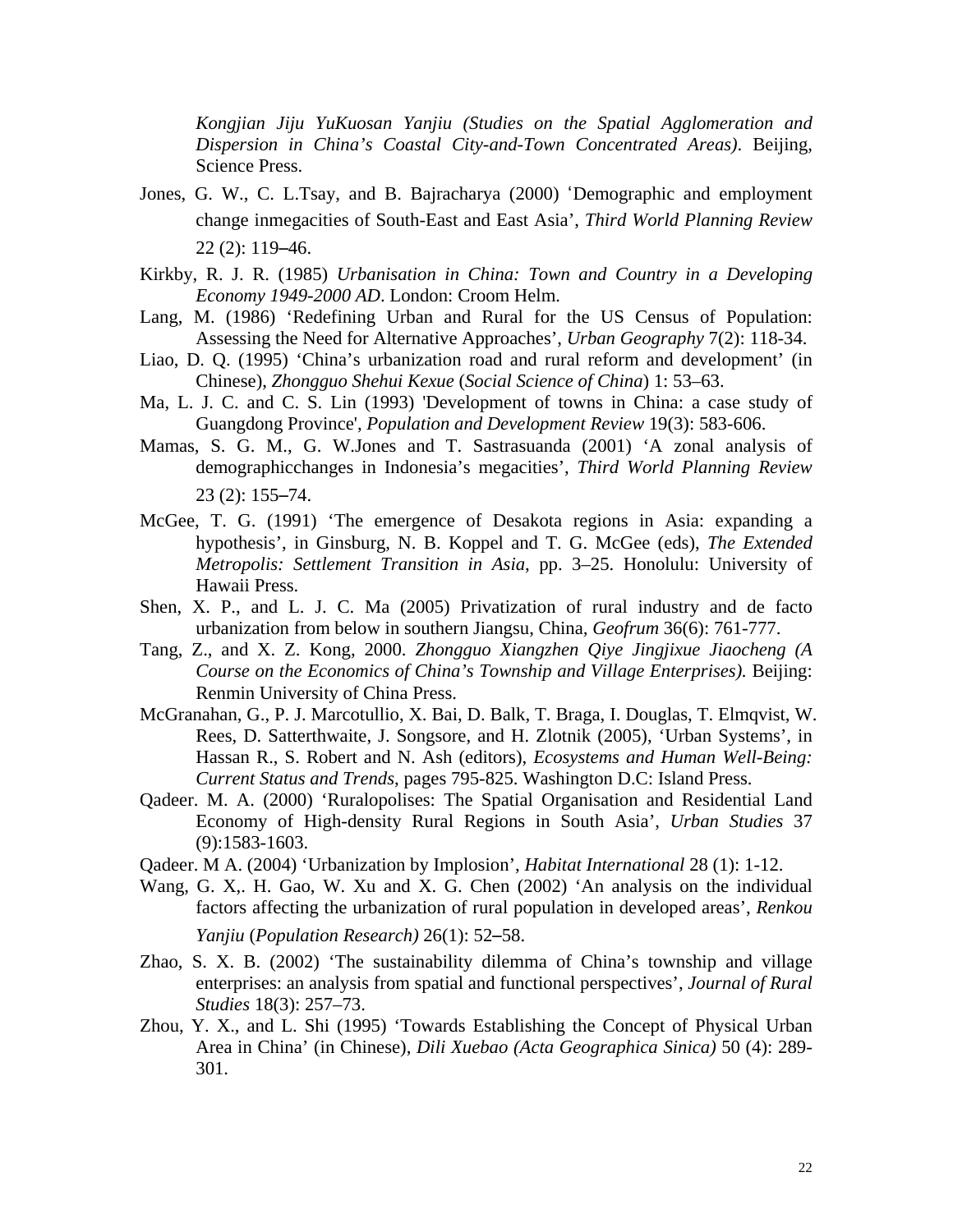*Kongjian Jiju YuKuosan Yanjiu (Studies on the Spatial Agglomeration and Dispersion in China's Coastal City-and-Town Concentrated Areas)*. Beijing, Science Press.

Jones, G. W., C. L.Tsay, and B. Bajracharya (2000) ʻDemographic and employment change inmegacities of South-East and East Asia', *Third World Planning Review* 22 (2): 119–46.

Kirkby, R. J. R. (1985) *Urbanisation in China: Town and Country in a Developing Economy 1949-2000 AD*. London: Croom Helm.

Lang, M. (1986) 'Redefining Urban and Rural for the US Census of Population: Assessing the Need for Alternative Approaches', *Urban Geography* 7(2): 118-34.

Liao, D. Q. (1995) 'China's urbanization road and rural reform and development' (in Chinese), *Zhongguo Shehui Kexue* (*Social Science of China*) 1: 53–63.

Ma, L. J. C. and C. S. Lin (1993) 'Development of towns in China: a case study of Guangdong Province', *Population and Development Review* 19(3): 583-606.

Mamas, S. G. M., G. W.Jones and T. Sastrasuanda (2001) 'A zonal analysis of demographicchanges in Indonesia's megacities', *Third World Planning Review* 23 (2): 155–74.

McGee, T. G. (1991) 'The emergence of Desakota regions in Asia: expanding a hypothesis', in Ginsburg, N. B. Koppel and T. G. McGee (eds), *The Extended Metropolis: Settlement Transition in Asia*, pp. 3–25. Honolulu: University of Hawaii Press.

Shen, X. P., and L. J. C. Ma (2005) Privatization of rural industry and de facto urbanization from below in southern Jiangsu, China, *Geofrum* 36(6): 761-777.

Tang, Z., and X. Z. Kong, 2000. *Zhongguo Xiangzhen Qiye Jingjixue Jiaocheng (A Course on the Economics of China's Township and Village Enterprises).* Beijing: Renmin University of China Press.

McGranahan, G., P. J. Marcotullio, X. Bai, D. Balk, T. Braga, I. Douglas, T. Elmqvist, W. Rees, D. Satterthwaite, J. Songsore, and H. Zlotnik (2005), 'Urban Systems', in Hassan R., S. Robert and N. Ash (editors), *Ecosystems and Human Well-Being: Current Status and Trends*, pages 795-825. Washington D.C: Island Press.

Qadeer. M. A. (2000) 'Ruralopolises: The Spatial Organisation and Residential Land Economy of High-density Rural Regions in South Asia', *Urban Studies* 37 (9):1583-1603.

Qadeer. M A. (2004) 'Urbanization by Implosion', *Habitat International* 28 (1): 1-12.

Wang, G. X,. H. Gao, W. Xu and X. G. Chen (2002) 'An analysis on the individual factors affecting the urbanization of rural population in developed areas', *Renkou Yanjiu* (*Population Research)* 26(1): 52–58.

Zhao, S. X. B. (2002) 'The sustainability dilemma of China's township and village enterprises: an analysis from spatial and functional perspectives', *Journal of Rural Studies* 18(3): 257–73.

Zhou, Y. X., and L. Shi (1995) 'Towards Establishing the Concept of Physical Urban Area in China' (in Chinese), *Dili Xuebao (Acta Geographica Sinica)* 50 (4): 289-301.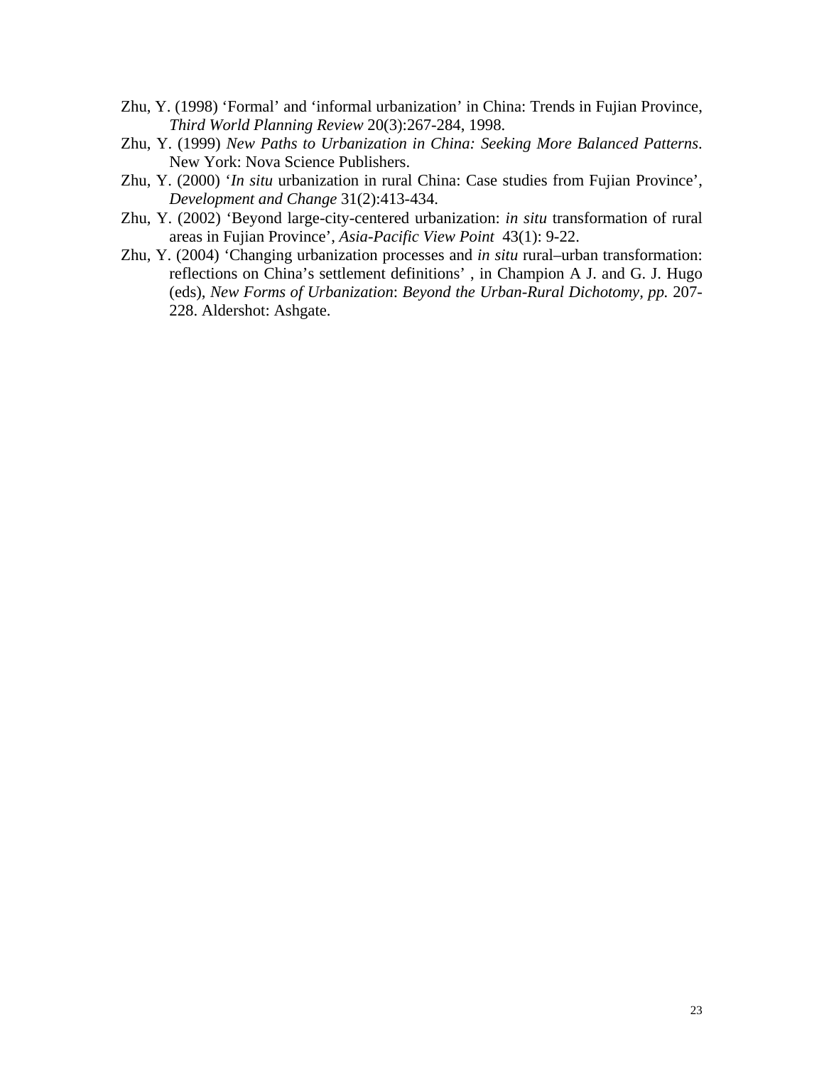Zhu, Y. (1998) ‘Formal’ and ‘informal urbanization’ in China: Trends in Fujian Province, *Third World Planning Review* 20(3):267-284, 1998.

Zhu, Y. (1999) *New Paths to Urbanization in China: Seeking More Balanced Patterns*. New York: Nova Science Publishers.

Zhu, Y. (2000) ‘*In situ* urbanization in rural China: Case studies from Fujian Province’, *Development and Change* 31(2):413-434.

Zhu, Y. (2002) ‘Beyond large-city-centered urbanization: *in situ* transformation of rural areas in Fujian Province’, *Asia-Pacific View Point* 43(1): 9-22.

Zhu, Y. (2004) ‘Changing urbanization processes and *in situ* rural–urban transformation: reflections on China’s settlement definitions’ , in Champion A J. and G. J. Hugo (eds), *New Forms of Urbanization*: *Beyond the Urban-Rural Dichotomy, pp.* 207-228. Aldershot: Ashgate.